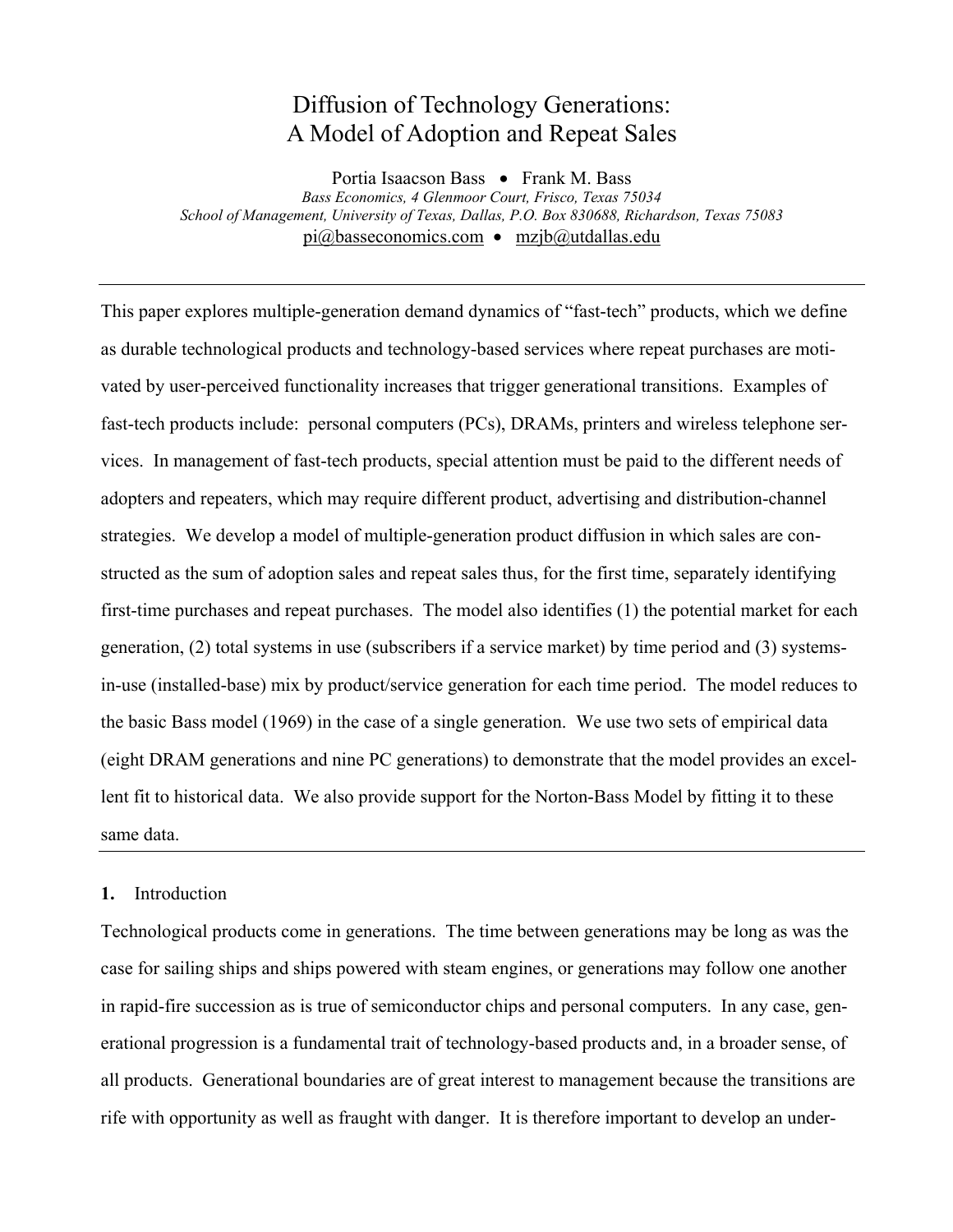# Diffusion of Technology Generations: A Model of Adoption and Repeat Sales

Portia Isaacson Bass • Frank M. Bass

*Bass Economics, 4 Glenmoor Court, Frisco, Texas 75034*

*School of Management, University of Texas, Dallas, P.O. Box 830688, Richardson, Texas 75083*

pi@basseconomics.com • mzjb@utdallas.edu

---

This paper explores multiple-generation demand dynamics of "fast-tech" products, which we define as durable technological products and technology-based services where repeat purchases are motivated by user-perceived functionality increases that trigger generational transitions. Examples of fast-tech products include: personal computers (PCs), DRAMs, printers and wireless telephone services. In management of fast-tech products, special attention must be paid to the different needs of adopters and repeaters, which may require different product, advertising and distribution-channel strategies. We develop a model of multiple-generation product diffusion in which sales are constructed as the sum of adoption sales and repeat sales thus, for the first time, separately identifying first-time purchases and repeat purchases. The model also identifies (1) the potential market for each generation, (2) total systems in use (subscribers if a service market) by time period and (3) systems-in-use (installed-base) mix by product/service generation for each time period. The model reduces to the basic Bass model (1969) in the case of a single generation. We use two sets of empirical data (eight DRAM generations and nine PC generations) to demonstrate that the model provides an excellent fit to historical data. We also provide support for the Norton-Bass Model by fitting it to these same data.

---

## 1. Introduction

Technological products come in generations. The time between generations may be long as was the case for sailing ships and ships powered with steam engines, or generations may follow one another in rapid-fire succession as is true of semiconductor chips and personal computers. In any case, generational progression is a fundamental trait of technology-based products and, in a broader sense, of all products. Generational boundaries are of great interest to management because the transitions are rife with opportunity as well as fraught with danger. It is therefore important to develop an under-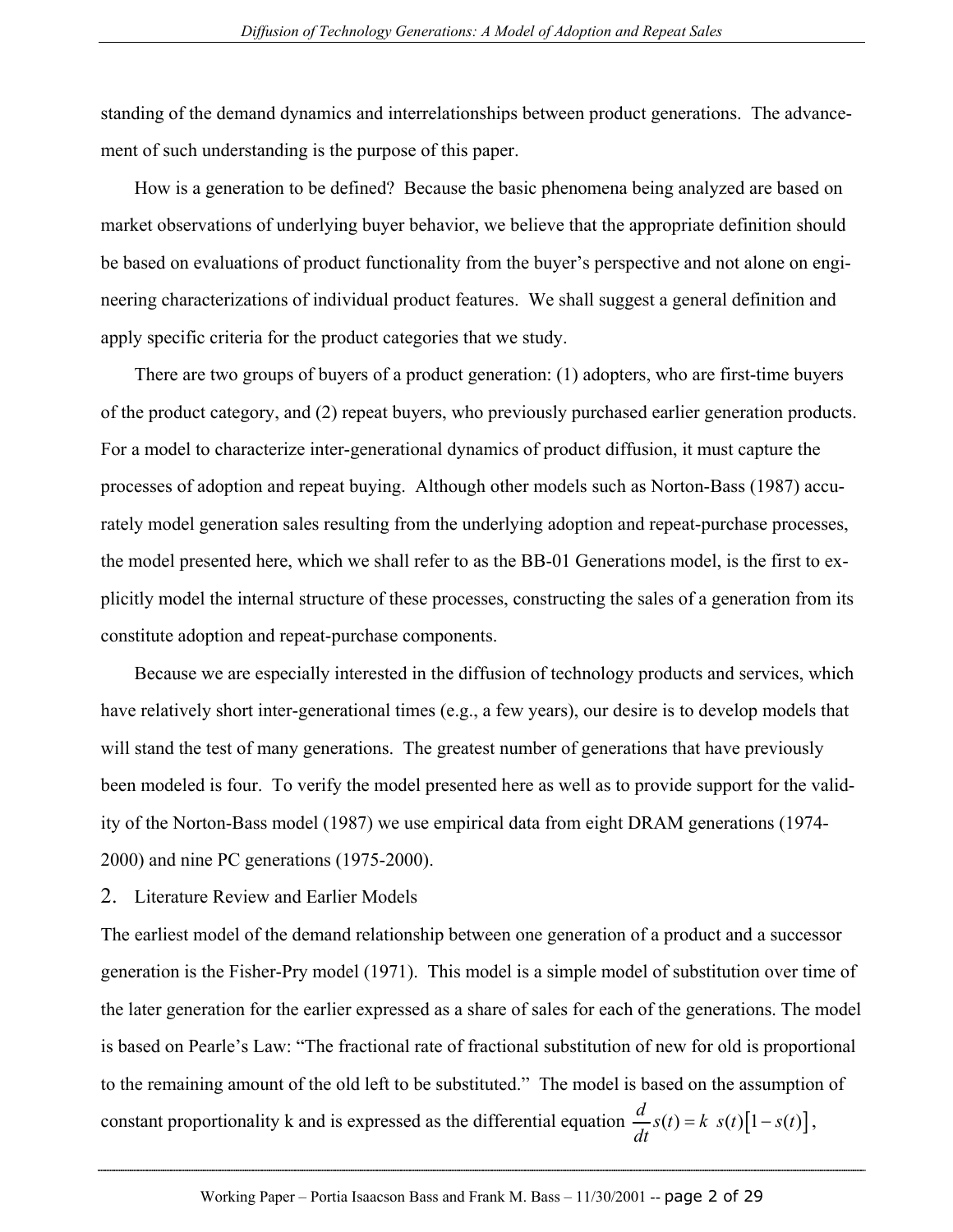standing of the demand dynamics and interrelationships between product generations. The advancement of such understanding is the purpose of this paper.

How is a generation to be defined? Because the basic phenomena being analyzed are based on market observations of underlying buyer behavior, we believe that the appropriate definition should be based on evaluations of product functionality from the buyer's perspective and not alone on engineering characterizations of individual product features. We shall suggest a general definition and apply specific criteria for the product categories that we study.

There are two groups of buyers of a product generation: (1) adopters, who are first-time buyers of the product category, and (2) repeat buyers, who previously purchased earlier generation products. For a model to characterize inter-generational dynamics of product diffusion, it must capture the processes of adoption and repeat buying. Although other models such as Norton-Bass (1987) accurately model generation sales resulting from the underlying adoption and repeat-purchase processes, the model presented here, which we shall refer to as the BB-01 Generations model, is the first to explicitly model the internal structure of these processes, constructing the sales of a generation from its constitute adoption and repeat-purchase components.

Because we are especially interested in the diffusion of technology products and services, which have relatively short inter-generational times (e.g., a few years), our desire is to develop models that will stand the test of many generations. The greatest number of generations that have previously been modeled is four. To verify the model presented here as well as to provide support for the validity of the Norton-Bass model (1987) we use empirical data from eight DRAM generations (1974-2000) and nine PC generations (1975-2000).

## 2. Literature Review and Earlier Models

The earliest model of the demand relationship between one generation of a product and a successor generation is the Fisher-Pry model (1971). This model is a simple model of substitution over time of the later generation for the earlier expressed as a share of sales for each of the generations. The model is based on Pearle's Law: "The fractional rate of fractional substitution of new for old is proportional to the remaining amount of the old left to be substituted." The model is based on the assumption of constant proportionality k and is expressed as the differential equation $\frac{d}{dt}s(t) = k\ s(t)\left[1 - s(t)\right]$,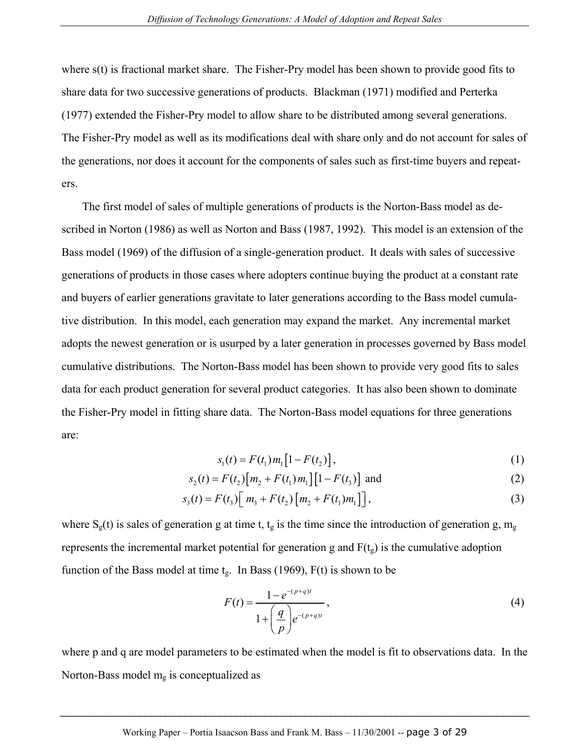where s(t) is fractional market share. The Fisher-Pry model has been shown to provide good fits to share data for two successive generations of products. Blackman (1971) modified and Perterka (1977) extended the Fisher-Pry model to allow share to be distributed among several generations. The Fisher-Pry model as well as its modifications deal with share only and do not account for sales of the generations, nor does it account for the components of sales such as first-time buyers and repeaters.

The first model of sales of multiple generations of products is the Norton-Bass model as described in Norton (1986) as well as Norton and Bass (1987, 1992). This model is an extension of the Bass model (1969) of the diffusion of a single-generation product. It deals with sales of successive generations of products in those cases where adopters continue buying the product at a constant rate and buyers of earlier generations gravitate to later generations according to the Bass model cumulative distribution. In this model, each generation may expand the market. Any incremental market adopts the newest generation or is usurped by a later generation in processes governed by Bass model cumulative distributions. The Norton-Bass model has been shown to provide very good fits to sales data for each product generation for several product categories. It has also been shown to dominate the Fisher-Pry model in fitting share data. The Norton-Bass model equations for three generations are:

$$s_1(t) = F(t_1)\, m_1 \left[1 - F(t_2)\right], \tag{1}$$

$$s_2(t) = F(t_2)\left[m_2 + F(t_1)\, m_1\right]\left[1 - F(t_3)\right] \text{ and} \tag{2}$$

$$s_3(t) = F(t_3)\left[\, m_3 + F(t_2)\left[m_2 + F(t_1) m_1\right]\right], \tag{3}$$

where $S_g(t)$ is sales of generation g at time t, $t_g$ is the time since the introduction of generation g, $m_g$ represents the incremental market potential for generation g and $F(t_g)$ is the cumulative adoption function of the Bass model at time $t_g$. In Bass (1969), F(t) is shown to be

$$F(t) = \frac{1 - e^{-(p+q)t}}{1 + \left(\dfrac{q}{p}\right) e^{-(p+q)t}}, \tag{4}$$

where p and q are model parameters to be estimated when the model is fit to observations data. In the Norton-Bass model $m_g$ is conceptualized as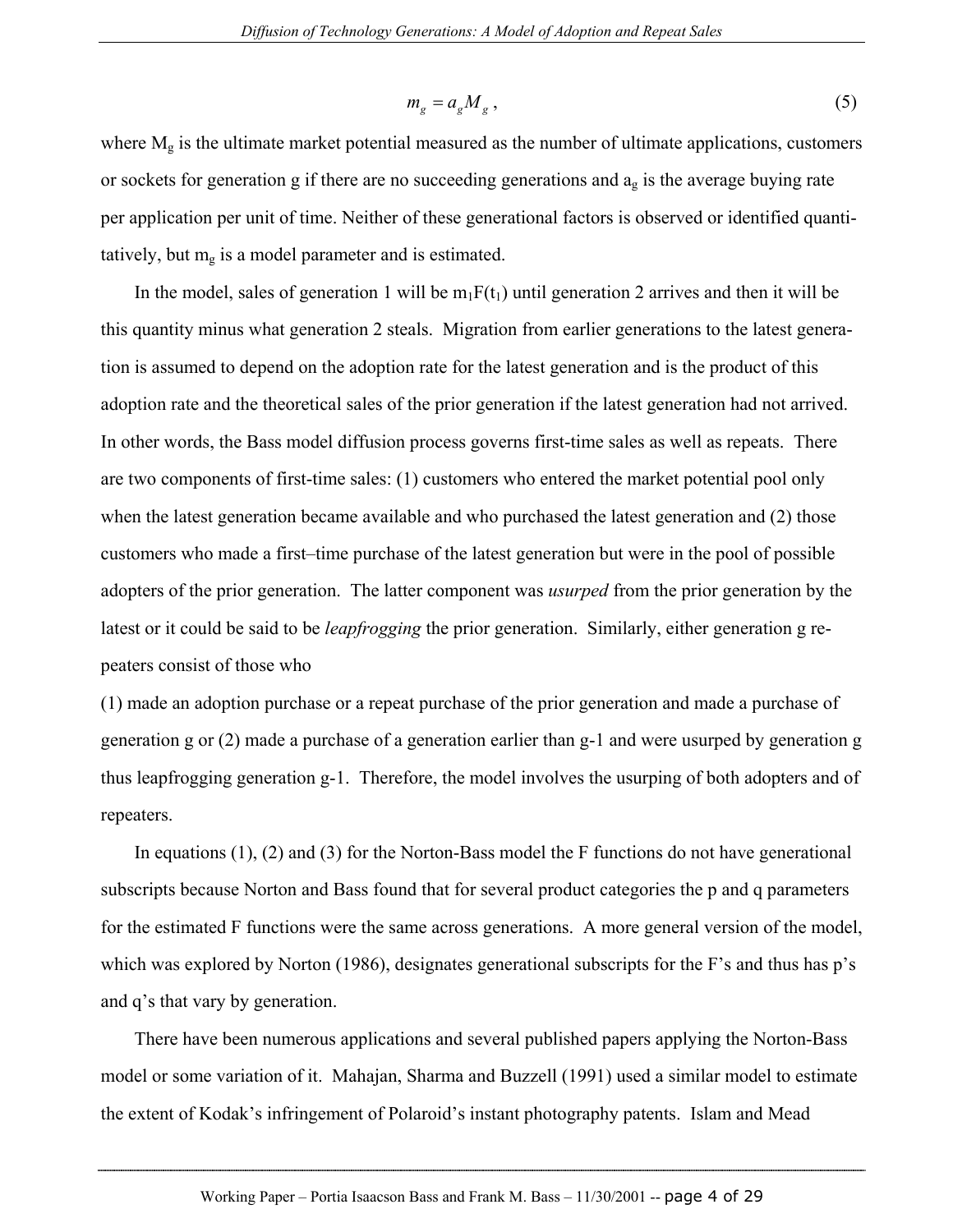$$m_g = a_g M_g \,, \tag{5}$$

where $M_g$ is the ultimate market potential measured as the number of ultimate applications, customers or sockets for generation g if there are no succeeding generations and $a_g$ is the average buying rate per application per unit of time. Neither of these generational factors is observed or identified quantitatively, but $m_g$ is a model parameter and is estimated.

In the model, sales of generation 1 will be $m_1F(t_1)$ until generation 2 arrives and then it will be this quantity minus what generation 2 steals. Migration from earlier generations to the latest generation is assumed to depend on the adoption rate for the latest generation and is the product of this adoption rate and the theoretical sales of the prior generation if the latest generation had not arrived. In other words, the Bass model diffusion process governs first-time sales as well as repeats. There are two components of first-time sales: (1) customers who entered the market potential pool only when the latest generation became available and who purchased the latest generation and (2) those customers who made a first–time purchase of the latest generation but were in the pool of possible adopters of the prior generation. The latter component was *usurped* from the prior generation by the latest or it could be said to be *leapfrogging* the prior generation. Similarly, either generation g repeaters consist of those who

(1) made an adoption purchase or a repeat purchase of the prior generation and made a purchase of generation g or (2) made a purchase of a generation earlier than g-1 and were usurped by generation g thus leapfrogging generation g-1. Therefore, the model involves the usurping of both adopters and of repeaters.

In equations (1), (2) and (3) for the Norton-Bass model the F functions do not have generational subscripts because Norton and Bass found that for several product categories the p and q parameters for the estimated F functions were the same across generations. A more general version of the model, which was explored by Norton (1986), designates generational subscripts for the F's and thus has p's and q's that vary by generation.

There have been numerous applications and several published papers applying the Norton-Bass model or some variation of it. Mahajan, Sharma and Buzzell (1991) used a similar model to estimate the extent of Kodak's infringement of Polaroid's instant photography patents. Islam and Mead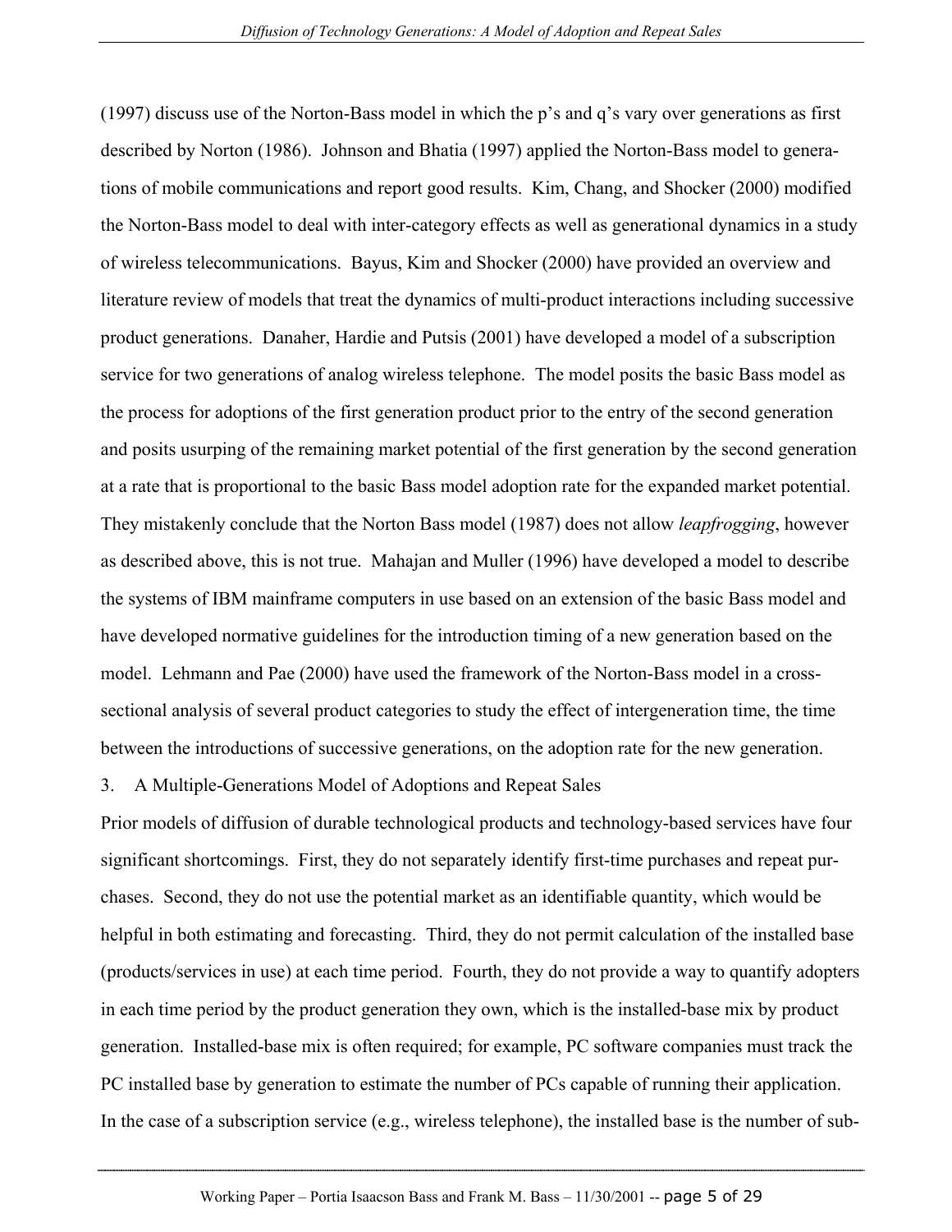(1997) discuss use of the Norton-Bass model in which the p's and q's vary over generations as first described by Norton (1986). Johnson and Bhatia (1997) applied the Norton-Bass model to generations of mobile communications and report good results. Kim, Chang, and Shocker (2000) modified the Norton-Bass model to deal with inter-category effects as well as generational dynamics in a study of wireless telecommunications. Bayus, Kim and Shocker (2000) have provided an overview and literature review of models that treat the dynamics of multi-product interactions including successive product generations. Danaher, Hardie and Putsis (2001) have developed a model of a subscription service for two generations of analog wireless telephone. The model posits the basic Bass model as the process for adoptions of the first generation product prior to the entry of the second generation and posits usurping of the remaining market potential of the first generation by the second generation at a rate that is proportional to the basic Bass model adoption rate for the expanded market potential. They mistakenly conclude that the Norton Bass model (1987) does not allow *leapfrogging*, however as described above, this is not true. Mahajan and Muller (1996) have developed a model to describe the systems of IBM mainframe computers in use based on an extension of the basic Bass model and have developed normative guidelines for the introduction timing of a new generation based on the model. Lehmann and Pae (2000) have used the framework of the Norton-Bass model in a cross-sectional analysis of several product categories to study the effect of intergeneration time, the time between the introductions of successive generations, on the adoption rate for the new generation.

## 3. A Multiple-Generations Model of Adoptions and Repeat Sales

Prior models of diffusion of durable technological products and technology-based services have four significant shortcomings. First, they do not separately identify first-time purchases and repeat purchases. Second, they do not use the potential market as an identifiable quantity, which would be helpful in both estimating and forecasting. Third, they do not permit calculation of the installed base (products/services in use) at each time period. Fourth, they do not provide a way to quantify adopters in each time period by the product generation they own, which is the installed-base mix by product generation. Installed-base mix is often required; for example, PC software companies must track the PC installed base by generation to estimate the number of PCs capable of running their application. In the case of a subscription service (e.g., wireless telephone), the installed base is the number of sub-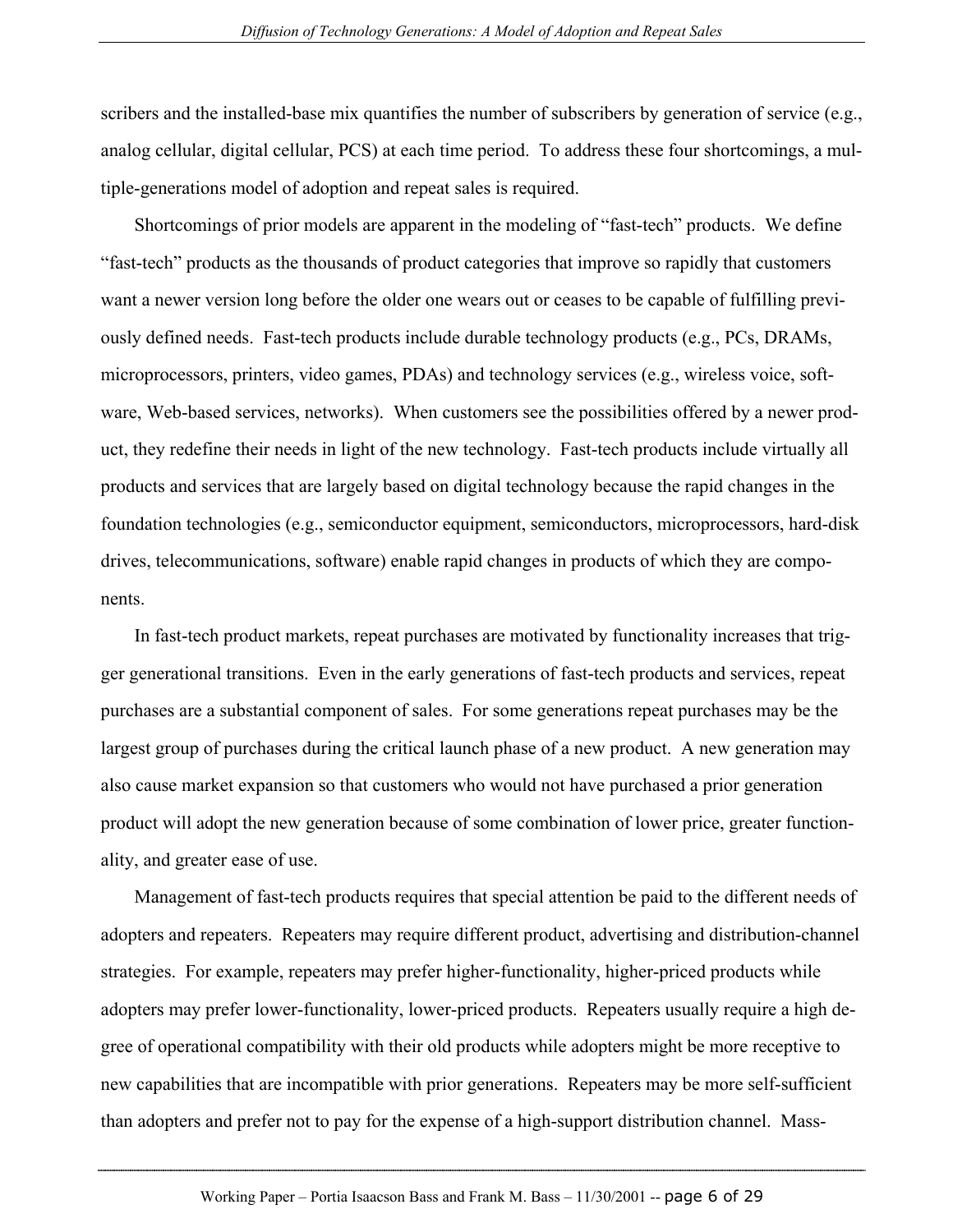scribers and the installed-base mix quantifies the number of subscribers by generation of service (e.g., analog cellular, digital cellular, PCS) at each time period. To address these four shortcomings, a multiple-generations model of adoption and repeat sales is required.

Shortcomings of prior models are apparent in the modeling of "fast-tech" products. We define "fast-tech" products as the thousands of product categories that improve so rapidly that customers want a newer version long before the older one wears out or ceases to be capable of fulfilling previously defined needs. Fast-tech products include durable technology products (e.g., PCs, DRAMs, microprocessors, printers, video games, PDAs) and technology services (e.g., wireless voice, software, Web-based services, networks). When customers see the possibilities offered by a newer product, they redefine their needs in light of the new technology. Fast-tech products include virtually all products and services that are largely based on digital technology because the rapid changes in the foundation technologies (e.g., semiconductor equipment, semiconductors, microprocessors, hard-disk drives, telecommunications, software) enable rapid changes in products of which they are components.

In fast-tech product markets, repeat purchases are motivated by functionality increases that trigger generational transitions. Even in the early generations of fast-tech products and services, repeat purchases are a substantial component of sales. For some generations repeat purchases may be the largest group of purchases during the critical launch phase of a new product. A new generation may also cause market expansion so that customers who would not have purchased a prior generation product will adopt the new generation because of some combination of lower price, greater functionality, and greater ease of use.

Management of fast-tech products requires that special attention be paid to the different needs of adopters and repeaters. Repeaters may require different product, advertising and distribution-channel strategies. For example, repeaters may prefer higher-functionality, higher-priced products while adopters may prefer lower-functionality, lower-priced products. Repeaters usually require a high degree of operational compatibility with their old products while adopters might be more receptive to new capabilities that are incompatible with prior generations. Repeaters may be more self-sufficient than adopters and prefer not to pay for the expense of a high-support distribution channel. Mass-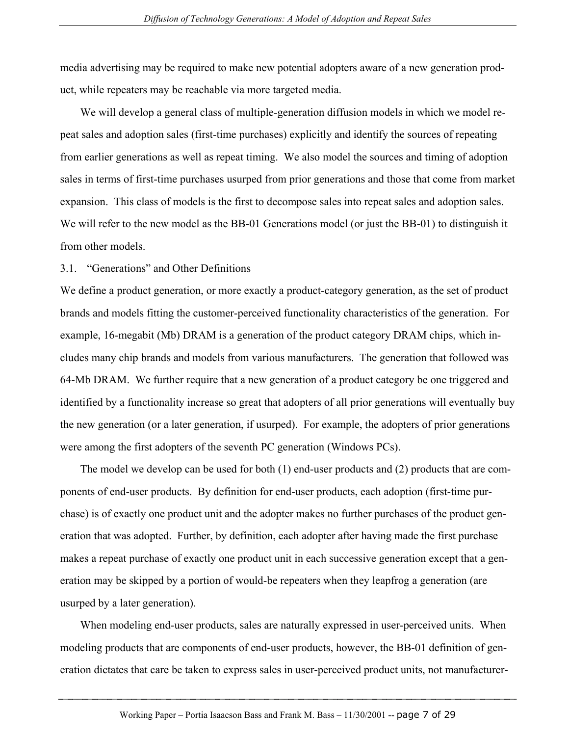media advertising may be required to make new potential adopters aware of a new generation product, while repeaters may be reachable via more targeted media.

We will develop a general class of multiple-generation diffusion models in which we model repeat sales and adoption sales (first-time purchases) explicitly and identify the sources of repeating from earlier generations as well as repeat timing. We also model the sources and timing of adoption sales in terms of first-time purchases usurped from prior generations and those that come from market expansion. This class of models is the first to decompose sales into repeat sales and adoption sales. We will refer to the new model as the BB-01 Generations model (or just the BB-01) to distinguish it from other models.

### 3.1. "Generations" and Other Definitions

We define a product generation, or more exactly a product-category generation, as the set of product brands and models fitting the customer-perceived functionality characteristics of the generation. For example, 16-megabit (Mb) DRAM is a generation of the product category DRAM chips, which includes many chip brands and models from various manufacturers. The generation that followed was 64-Mb DRAM. We further require that a new generation of a product category be one triggered and identified by a functionality increase so great that adopters of all prior generations will eventually buy the new generation (or a later generation, if usurped). For example, the adopters of prior generations were among the first adopters of the seventh PC generation (Windows PCs).

The model we develop can be used for both (1) end-user products and (2) products that are components of end-user products. By definition for end-user products, each adoption (first-time purchase) is of exactly one product unit and the adopter makes no further purchases of the product generation that was adopted. Further, by definition, each adopter after having made the first purchase makes a repeat purchase of exactly one product unit in each successive generation except that a generation may be skipped by a portion of would-be repeaters when they leapfrog a generation (are usurped by a later generation).

When modeling end-user products, sales are naturally expressed in user-perceived units. When modeling products that are components of end-user products, however, the BB-01 definition of generation dictates that care be taken to express sales in user-perceived product units, not manufacturer-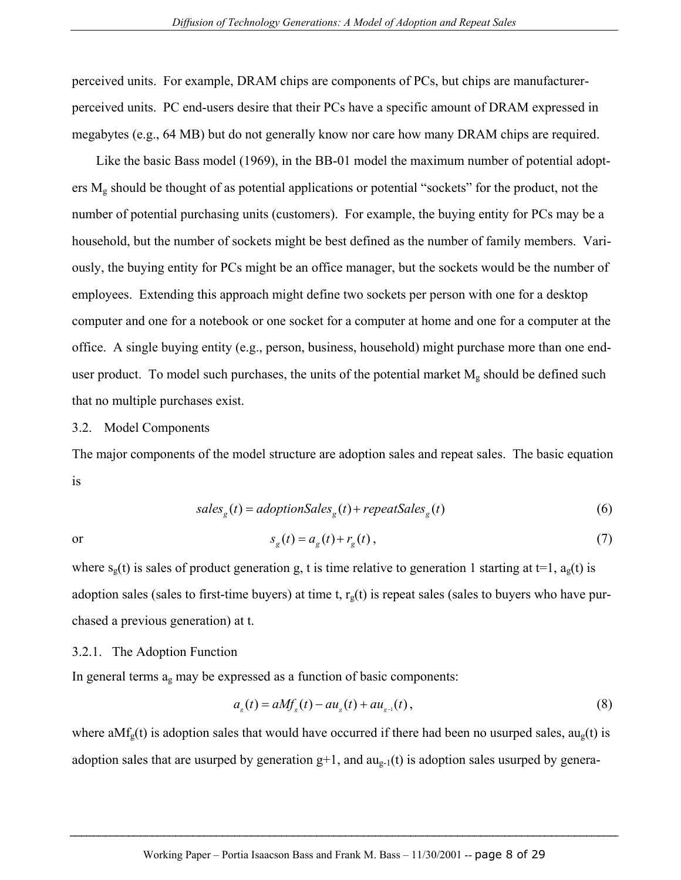perceived units. For example, DRAM chips are components of PCs, but chips are manufacturer-perceived units. PC end-users desire that their PCs have a specific amount of DRAM expressed in megabytes (e.g., 64 MB) but do not generally know nor care how many DRAM chips are required.

Like the basic Bass model (1969), in the BB-01 model the maximum number of potential adopters $M_g$ should be thought of as potential applications or potential "sockets" for the product, not the number of potential purchasing units (customers). For example, the buying entity for PCs may be a household, but the number of sockets might be best defined as the number of family members. Variously, the buying entity for PCs might be an office manager, but the sockets would be the number of employees. Extending this approach might define two sockets per person with one for a desktop computer and one for a notebook or one socket for a computer at home and one for a computer at the office. A single buying entity (e.g., person, business, household) might purchase more than one end-user product. To model such purchases, the units of the potential market $M_g$ should be defined such that no multiple purchases exist.

## 3.2. Model Components

The major components of the model structure are adoption sales and repeat sales. The basic equation is

$$sales_g(t) = adoptionSales_g(t) + repeatSales_g(t) \tag{6}$$

or

$$s_g(t) = a_g(t) + r_g(t), \tag{7}$$

where $s_g(t)$ is sales of product generation g, t is time relative to generation 1 starting at t=1, $a_g(t)$ is adoption sales (sales to first-time buyers) at time t, $r_g(t)$ is repeat sales (sales to buyers who have purchased a previous generation) at t.

### 3.2.1. The Adoption Function

In general terms $a_g$ may be expressed as a function of basic components:

$$a_g(t) = aMf_g(t) - au_g(t) + au_{g-1}(t), \tag{8}$$

where $aMf_g(t)$ is adoption sales that would have occurred if there had been no usurped sales, $au_g(t)$ is adoption sales that are usurped by generation g+1, and $au_{g-1}(t)$ is adoption sales usurped by genera-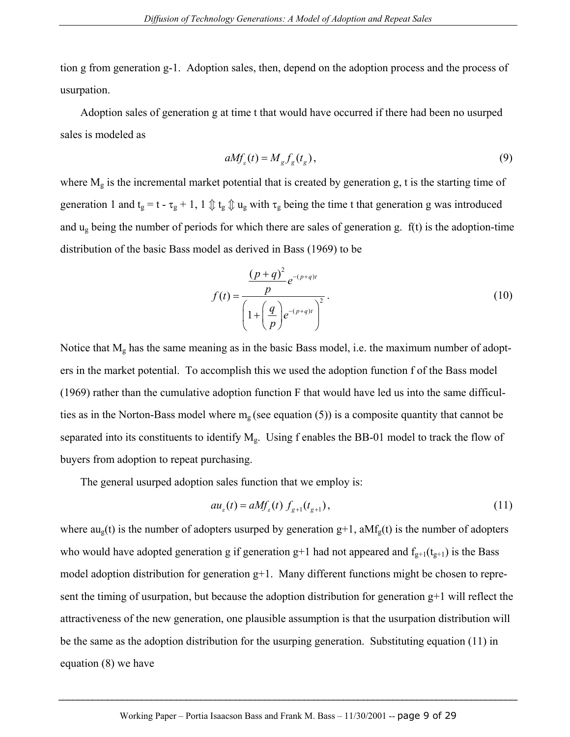tion g from generation g-1. Adoption sales, then, depend on the adoption process and the process of usurpation.

Adoption sales of generation g at time t that would have occurred if there had been no usurped sales is modeled as

$$aMf_g(t) = M_g f_g(t_g), \tag{9}$$

where $M_g$ is the incremental market potential that is created by generation g, t is the starting time of generation 1 and $t_g = t - \tau_g + 1$, $1 \Updownarrow t_g \Updownarrow u_g$ with $\tau_g$ being the time t that generation g was introduced and $u_g$ being the number of periods for which there are sales of generation g. f(t) is the adoption-time distribution of the basic Bass model as derived in Bass (1969) to be

$$f(t) = \frac{\dfrac{(p+q)^2}{p} e^{-(p+q)t}}{\left(1 + \left(\dfrac{q}{p}\right) e^{-(p+q)t}\right)^2}. \tag{10}$$

Notice that $M_g$ has the same meaning as in the basic Bass model, i.e. the maximum number of adopters in the market potential. To accomplish this we used the adoption function f of the Bass model (1969) rather than the cumulative adoption function F that would have led us into the same difficulties as in the Norton-Bass model where $m_g$ (see equation (5)) is a composite quantity that cannot be separated into its constituents to identify $M_g$. Using f enables the BB-01 model to track the flow of buyers from adoption to repeat purchasing.

The general usurped adoption sales function that we employ is:

$$au_g(t) = aMf_g(t)\, f_{g+1}(t_{g+1}), \tag{11}$$

where $au_g(t)$ is the number of adopters usurped by generation g+1, $aMf_g(t)$ is the number of adopters who would have adopted generation g if generation g+1 had not appeared and $f_{g+1}(t_{g+1})$ is the Bass model adoption distribution for generation g+1. Many different functions might be chosen to represent the timing of usurpation, but because the adoption distribution for generation g+1 will reflect the attractiveness of the new generation, one plausible assumption is that the usurpation distribution will be the same as the adoption distribution for the usurping generation. Substituting equation (11) in equation (8) we have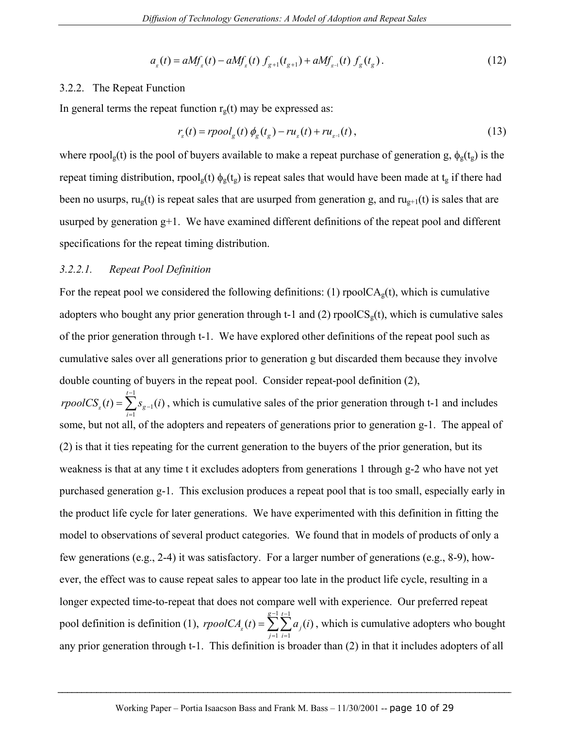$$a_g(t) = aMf_g(t) - aMf_g(t)\ f_{g+1}(t_{g+1}) + aMf_{g-1}(t)\ f_g(t_g)\,. \tag{12}$$

### 3.2.2. The Repeat Function

In general terms the repeat function $r_g(t)$ may be expressed as:

$$r_g(t) = rpool_g(t)\ \phi_g(t_g) - ru_g(t) + ru_{g-1}(t)\,, \tag{13}$$

where $rpool_g(t)$ is the pool of buyers available to make a repeat purchase of generation g, $\phi_g(t_g)$ is the repeat timing distribution, $rpool_g(t)\ \phi_g(t_g)$ is repeat sales that would have been made at $t_g$ if there had been no usurps, $ru_g(t)$ is repeat sales that are usurped from generation g, and $ru_{g+1}(t)$ is sales that are usurped by generation g+1. We have examined different definitions of the repeat pool and different specifications for the repeat timing distribution.

#### *3.2.2.1. Repeat Pool Definition*

For the repeat pool we considered the following definitions: (1) $rpoolCA_g(t)$, which is cumulative adopters who bought any prior generation through t-1 and (2) $rpoolCS_g(t)$, which is cumulative sales of the prior generation through t-1. We have explored other definitions of the repeat pool such as cumulative sales over all generations prior to generation g but discarded them because they involve double counting of buyers in the repeat pool. Consider repeat-pool definition (2), $rpoolCS_g(t) = \sum_{i=1}^{t-1} s_{g-1}(i)$, which is cumulative sales of the prior generation through t-1 and includes some, but not all, of the adopters and repeaters of generations prior to generation g-1. The appeal of (2) is that it ties repeating for the current generation to the buyers of the prior generation, but its weakness is that at any time t it excludes adopters from generations 1 through g-2 who have not yet purchased generation g-1. This exclusion produces a repeat pool that is too small, especially early in the product life cycle for later generations. We have experimented with this definition in fitting the model to observations of several product categories. We found that in models of products of only a few generations (e.g., 2-4) it was satisfactory. For a larger number of generations (e.g., 8-9), however, the effect was to cause repeat sales to appear too late in the product life cycle, resulting in a longer expected time-to-repeat that does not compare well with experience. Our preferred repeat pool definition is definition (1), $rpoolCA_g(t) = \sum_{j=1}^{g-1}\sum_{i=1}^{t-1} a_j(i)$, which is cumulative adopters who bought any prior generation through t-1. This definition is broader than (2) in that it includes adopters of all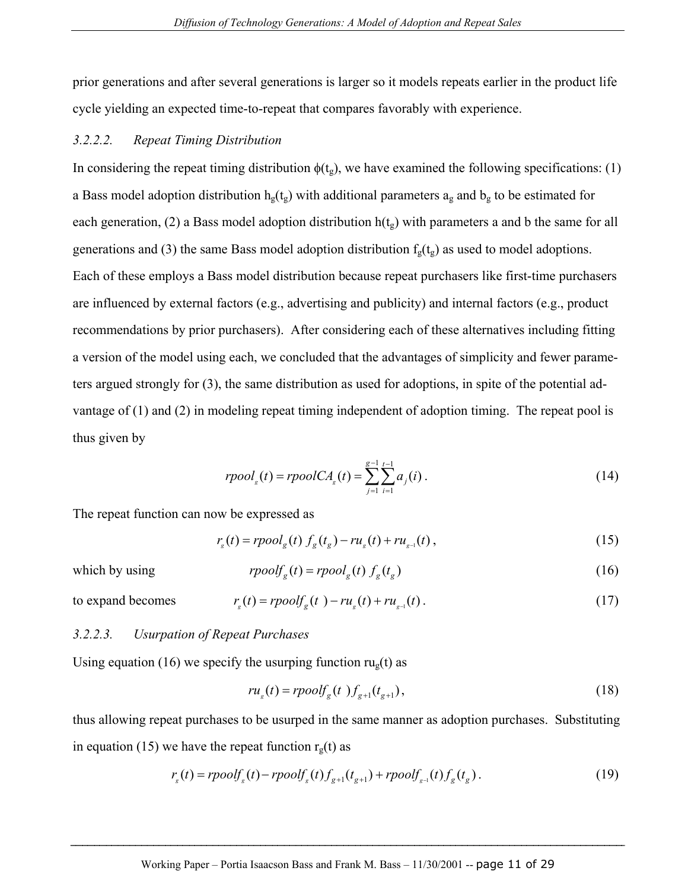prior generations and after several generations is larger so it models repeats earlier in the product life cycle yielding an expected time-to-repeat that compares favorably with experience.

#### *3.2.2.2. Repeat Timing Distribution*

In considering the repeat timing distribution $\phi(t_g)$, we have examined the following specifications: (1) a Bass model adoption distribution $h_g(t_g)$ with additional parameters $a_g$ and $b_g$ to be estimated for each generation, (2) a Bass model adoption distribution $h(t_g)$ with parameters a and b the same for all generations and (3) the same Bass model adoption distribution $f_g(t_g)$ as used to model adoptions. Each of these employs a Bass model distribution because repeat purchasers like first-time purchasers are influenced by external factors (e.g., advertising and publicity) and internal factors (e.g., product recommendations by prior purchasers). After considering each of these alternatives including fitting a version of the model using each, we concluded that the advantages of simplicity and fewer parameters argued strongly for (3), the same distribution as used for adoptions, in spite of the potential advantage of (1) and (2) in modeling repeat timing independent of adoption timing. The repeat pool is thus given by

$$rpool_g(t) = rpoolCA_g(t) = \sum_{j=1}^{g-1} \sum_{i=1}^{t-1} a_j(i) \,. \tag{14}$$

The repeat function can now be expressed as

$$r_g(t) = rpool_g(t)\; f_g(t_g) - ru_g(t) + ru_{g-1}(t) \,, \tag{15}$$

which by using

$$rpoolf_g(t) = rpool_g(t)\; f_g(t_g) \tag{16}$$

to expand becomes

$$r_g(t) = rpoolf_g(t\;) - ru_g(t) + ru_{g-1}(t) \,. \tag{17}$$

#### *3.2.2.3. Usurpation of Repeat Purchases*

Using equation (16) we specify the usurping function $ru_g(t)$ as

$$ru_g(t) = rpoolf_g(t\;) f_{g+1}(t_{g+1}) \,, \tag{18}$$

thus allowing repeat purchases to be usurped in the same manner as adoption purchases. Substituting in equation (15) we have the repeat function $r_g(t)$ as

$$r_g(t) = rpoolf_g(t) - rpoolf_g(t) f_{g+1}(t_{g+1}) + rpoolf_{g-1}(t) f_g(t_g) \,. \tag{19}$$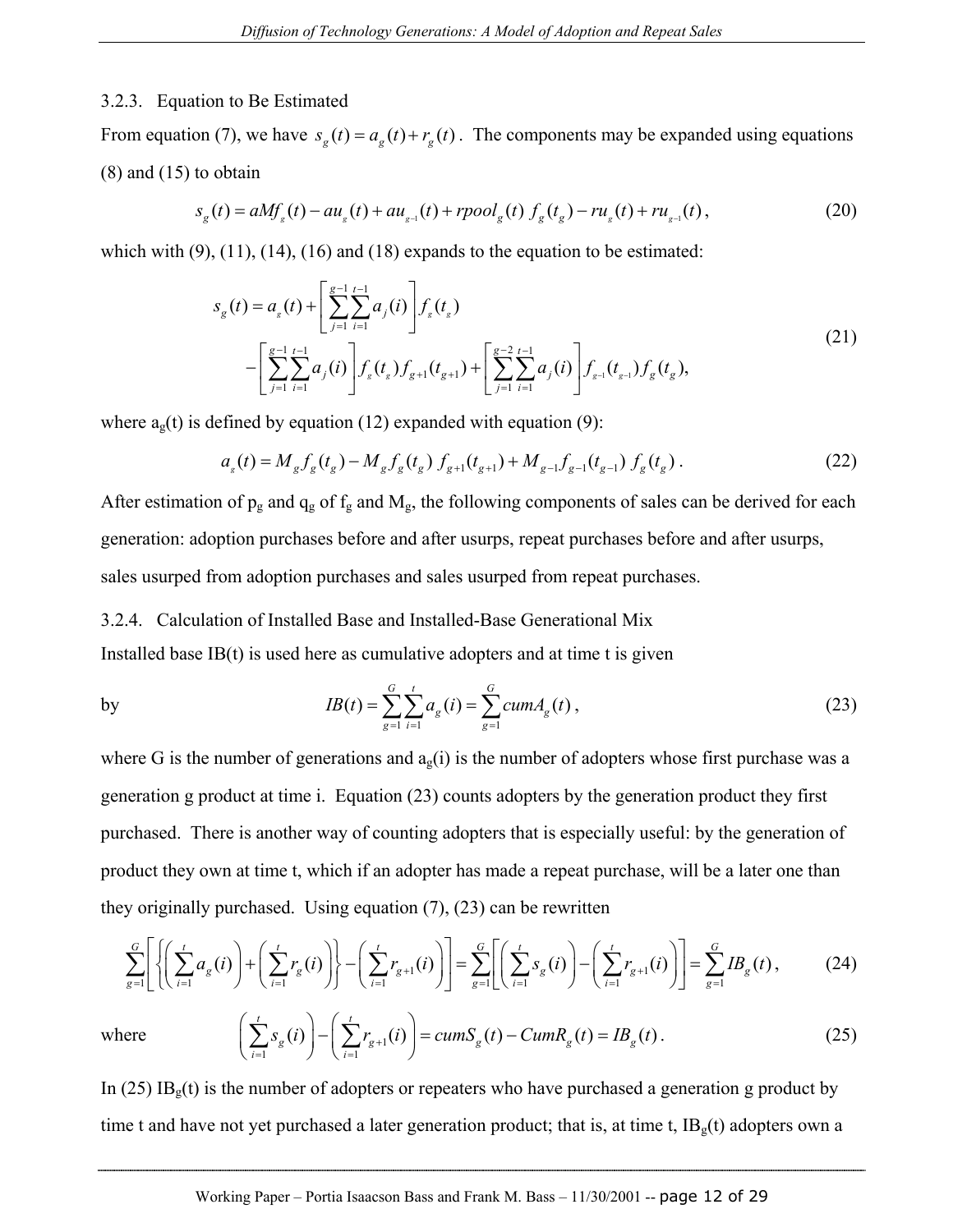### 3.2.3. Equation to Be Estimated

From equation (7), we have $s_g(t) = a_g(t) + r_g(t)$. The components may be expanded using equations (8) and (15) to obtain

$$s_g(t) = aMf_g(t) - au_g(t) + au_{g-1}(t) + rpool_g(t)\, f_g(t_g) - ru_g(t) + ru_{g-1}(t)\,, \tag{20}$$

which with (9), (11), (14), (16) and (18) expands to the equation to be estimated:

$$\begin{aligned} s_g(t) = a_g(t) &+ \left[\sum_{j=1}^{g-1}\sum_{i=1}^{t-1} a_j(i)\right] f_g(t_g) \\ &- \left[\sum_{j=1}^{g-1}\sum_{i=1}^{t-1} a_j(i)\right] f_g(t_g) f_{g+1}(t_{g+1}) + \left[\sum_{j=1}^{g-2}\sum_{i=1}^{t-1} a_j(i)\right] f_{g-1}(t_{g-1}) f_g(t_g), \end{aligned} \tag{21}$$

where $a_g(t)$ is defined by equation (12) expanded with equation (9):

$$a_g(t) = M_g f_g(t_g) - M_g f_g(t_g)\, f_{g+1}(t_{g+1}) + M_{g-1} f_{g-1}(t_{g-1})\, f_g(t_g)\,. \tag{22}$$

After estimation of $p_g$ and $q_g$ of $f_g$ and $M_g$, the following components of sales can be derived for each generation: adoption purchases before and after usurps, repeat purchases before and after usurps, sales usurped from adoption purchases and sales usurped from repeat purchases.

### 3.2.4. Calculation of Installed Base and Installed-Base Generational Mix

Installed base IB(t) is used here as cumulative adopters and at time t is given

by

$$IB(t) = \sum_{g=1}^{G}\sum_{i=1}^{t} a_g(i) = \sum_{g=1}^{G} cumA_g(t)\,, \tag{23}$$

where G is the number of generations and $a_g(i)$ is the number of adopters whose first purchase was a generation g product at time i. Equation (23) counts adopters by the generation product they first purchased. There is another way of counting adopters that is especially useful: by the generation of product they own at time t, which if an adopter has made a repeat purchase, will be a later one than they originally purchased. Using equation (7), (23) can be rewritten

$$\sum_{g=1}^{G}\left[\left\{\left(\sum_{i=1}^{t} a_g(i)\right) + \left(\sum_{i=1}^{t} r_g(i)\right)\right\} - \left(\sum_{i=1}^{t} r_{g+1}(i)\right)\right] = \sum_{g=1}^{G}\left[\left(\sum_{i=1}^{t} s_g(i)\right) - \left(\sum_{i=1}^{t} r_{g+1}(i)\right)\right] = \sum_{g=1}^{G} IB_g(t)\,, \tag{24}$$

where

$$\left(\sum_{i=1}^{t} s_g(i)\right) - \left(\sum_{i=1}^{t} r_{g+1}(i)\right) = cumS_g(t) - CumR_g(t) = IB_g(t)\,. \tag{25}$$

In (25) $IB_g(t)$ is the number of adopters or repeaters who have purchased a generation g product by time t and have not yet purchased a later generation product; that is, at time t, $IB_g(t)$ adopters own a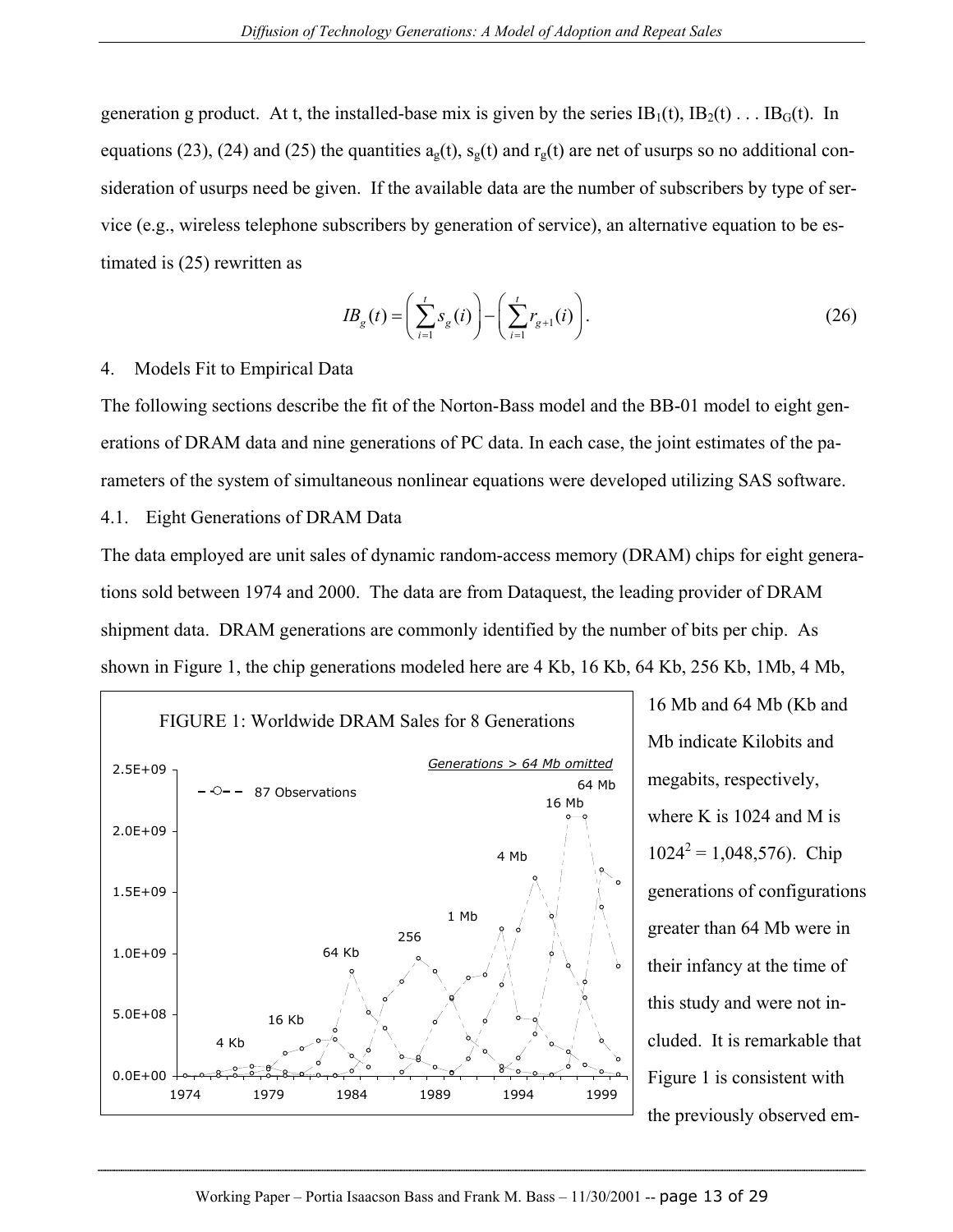generation g product. At t, the installed-base mix is given by the series $IB_1(t)$, $IB_2(t)$ . . . $IB_G(t)$. In equations (23), (24) and (25) the quantities $a_g(t)$, $s_g(t)$ and $r_g(t)$ are net of usurps so no additional consideration of usurps need be given. If the available data are the number of subscribers by type of service (e.g., wireless telephone subscribers by generation of service), an alternative equation to be estimated is (25) rewritten as

$$IB_g(t) = \left(\sum_{i=1}^{t} s_g(i)\right) - \left(\sum_{i=1}^{t} r_{g+1}(i)\right). \tag{26}$$

## 4. Models Fit to Empirical Data

The following sections describe the fit of the Norton-Bass model and the BB-01 model to eight generations of DRAM data and nine generations of PC data. In each case, the joint estimates of the parameters of the system of simultaneous nonlinear equations were developed utilizing SAS software.

### 4.1. Eight Generations of DRAM Data

The data employed are unit sales of dynamic random-access memory (DRAM) chips for eight generations sold between 1974 and 2000. The data are from Dataquest, the leading provider of DRAM shipment data. DRAM generations are commonly identified by the number of bits per chip. As shown in Figure 1, the chip generations modeled here are 4 Kb, 16 Kb, 64 Kb, 256 Kb, 1Mb, 4 Mb, 16 Mb and 64 Mb (Kb and Mb indicate Kilobits and megabits, respectively, where K is 1024 and M is $1024^2 = 1{,}048{,}576$). Chip generations of configurations greater than 64 Mb were in their infancy at the time of this study and were not included. It is remarkable that Figure 1 is consistent with the previously observed em-

FIGURE 1: Worldwide DRAM Sales for 8 Generations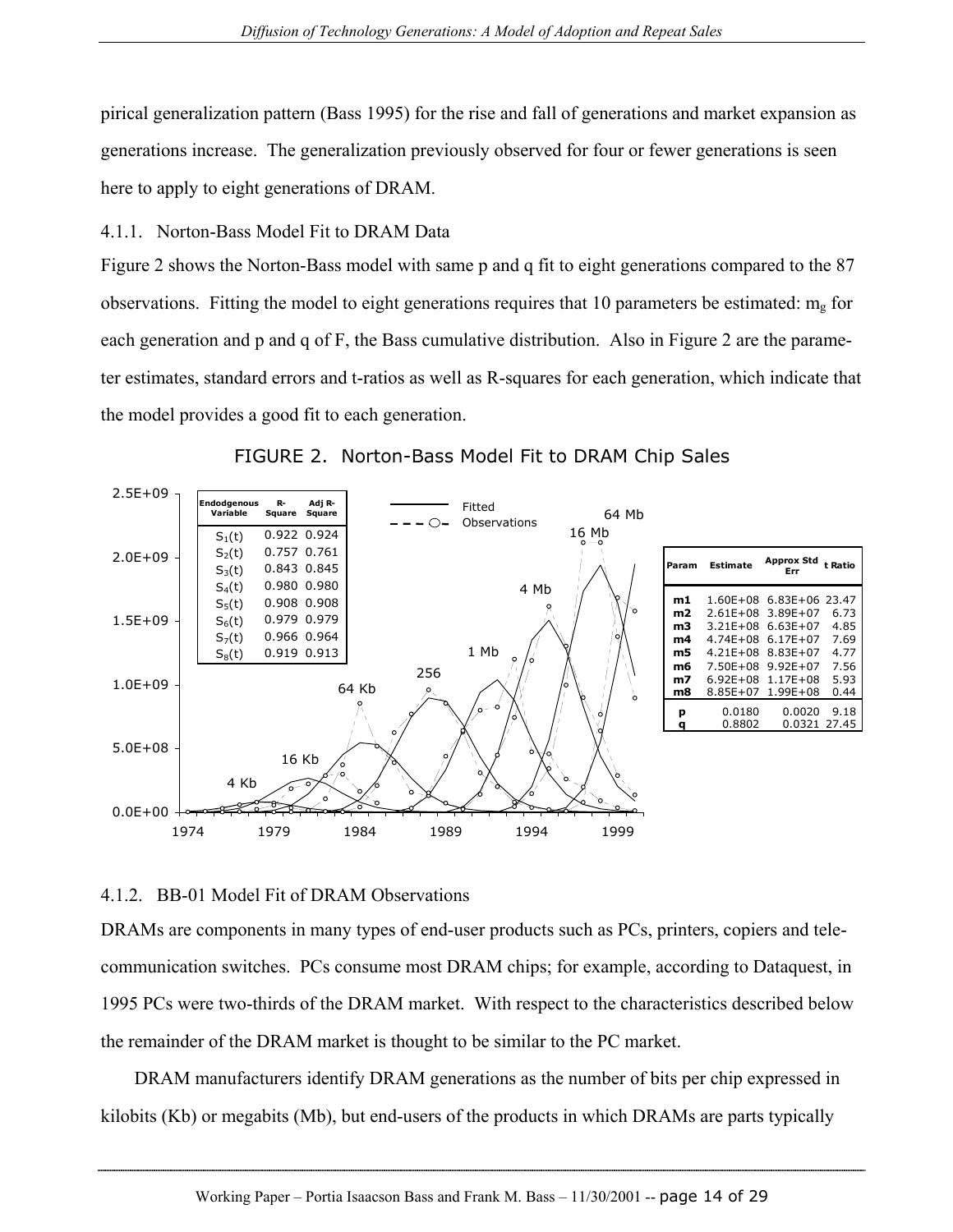pirical generalization pattern (Bass 1995) for the rise and fall of generations and market expansion as generations increase. The generalization previously observed for four or fewer generations is seen here to apply to eight generations of DRAM.

### 4.1.1. Norton-Bass Model Fit to DRAM Data

Figure 2 shows the Norton-Bass model with same p and q fit to eight generations compared to the 87 observations. Fitting the model to eight generations requires that 10 parameters be estimated: $m_g$ for each generation and p and q of F, the Bass cumulative distribution. Also in Figure 2 are the parameter estimates, standard errors and t-ratios as well as R-squares for each generation, which indicate that the model provides a good fit to each generation.

FIGURE 2. Norton-Bass Model Fit to DRAM Chip Sales

| Endodgenous Variable | R-Square | Adj R-Square |
|---|---|---|
| $S_1(t)$ | 0.922 | 0.924 |
| $S_2(t)$ | 0.757 | 0.761 |
| $S_3(t)$ | 0.843 | 0.845 |
| $S_4(t)$ | 0.980 | 0.980 |
| $S_5(t)$ | 0.908 | 0.908 |
| $S_6(t)$ | 0.979 | 0.979 |
| $S_7(t)$ | 0.966 | 0.964 |
| $S_8(t)$ | 0.919 | 0.913 |

| Param | Estimate | Approx Std Err | t Ratio |
|---|---|---|---|
| m1 | 1.60E+08 | 6.83E+06 | 23.47 |
| m2 | 2.61E+08 | 3.89E+07 | 6.73 |
| m3 | 3.21E+08 | 6.63E+07 | 4.85 |
| m4 | 4.74E+08 | 6.17E+07 | 7.69 |
| m5 | 4.21E+08 | 8.83E+07 | 4.77 |
| m6 | 7.50E+08 | 9.92E+07 | 7.56 |
| m7 | 6.92E+08 | 1.17E+08 | 5.93 |
| m8 | 8.85E+07 | 1.99E+08 | 0.44 |
| p | 0.0180 | 0.0020 | 9.18 |
| q | 0.8802 | 0.0321 | 27.45 |

### 4.1.2. BB-01 Model Fit of DRAM Observations

DRAMs are components in many types of end-user products such as PCs, printers, copiers and telecommunication switches. PCs consume most DRAM chips; for example, according to Dataquest, in 1995 PCs were two-thirds of the DRAM market. With respect to the characteristics described below the remainder of the DRAM market is thought to be similar to the PC market.

DRAM manufacturers identify DRAM generations as the number of bits per chip expressed in kilobits (Kb) or megabits (Mb), but end-users of the products in which DRAMs are parts typically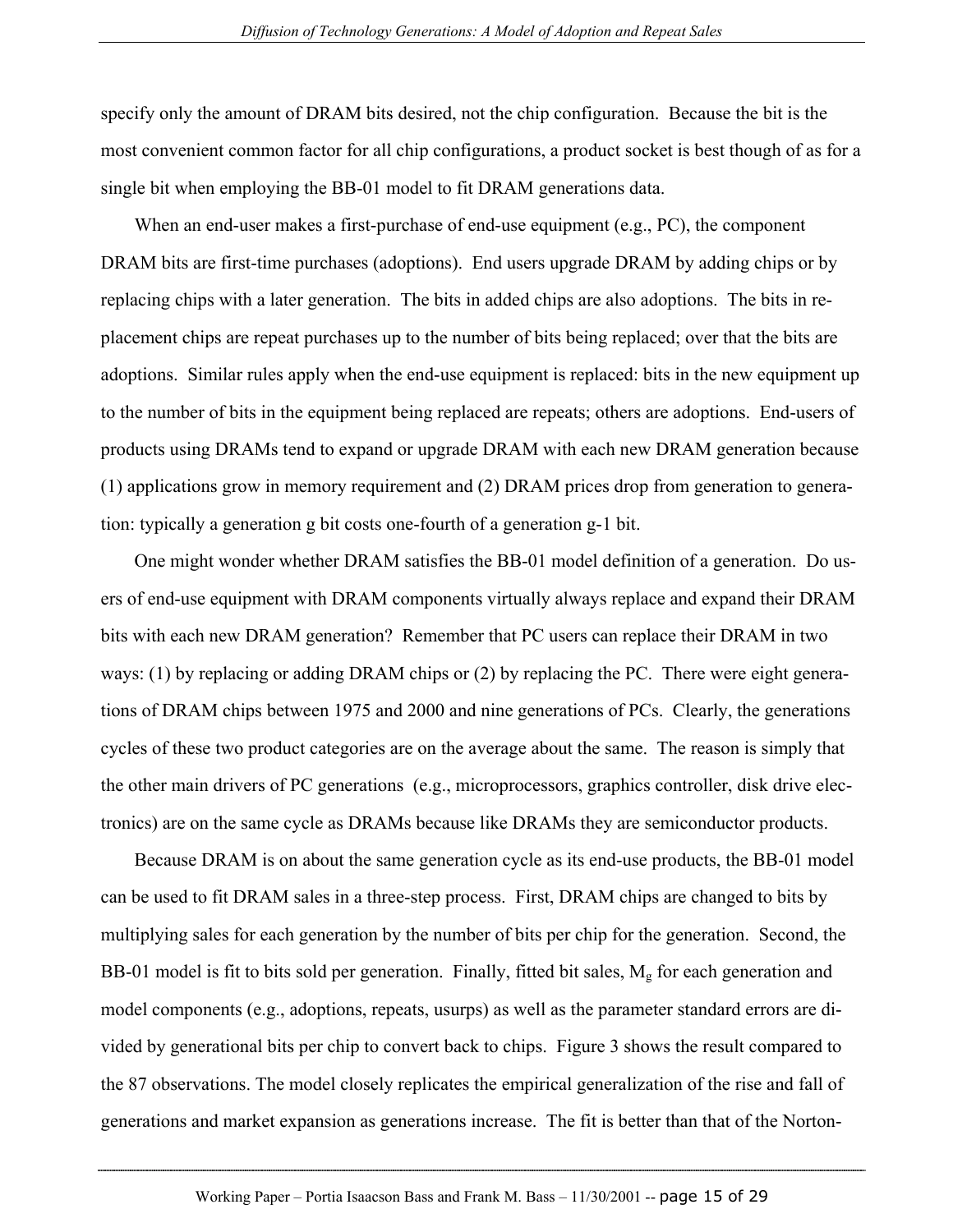specify only the amount of DRAM bits desired, not the chip configuration. Because the bit is the most convenient common factor for all chip configurations, a product socket is best though of as for a single bit when employing the BB-01 model to fit DRAM generations data.

When an end-user makes a first-purchase of end-use equipment (e.g., PC), the component DRAM bits are first-time purchases (adoptions). End users upgrade DRAM by adding chips or by replacing chips with a later generation. The bits in added chips are also adoptions. The bits in replacement chips are repeat purchases up to the number of bits being replaced; over that the bits are adoptions. Similar rules apply when the end-use equipment is replaced: bits in the new equipment up to the number of bits in the equipment being replaced are repeats; others are adoptions. End-users of products using DRAMs tend to expand or upgrade DRAM with each new DRAM generation because (1) applications grow in memory requirement and (2) DRAM prices drop from generation to generation: typically a generation g bit costs one-fourth of a generation g-1 bit.

One might wonder whether DRAM satisfies the BB-01 model definition of a generation. Do users of end-use equipment with DRAM components virtually always replace and expand their DRAM bits with each new DRAM generation? Remember that PC users can replace their DRAM in two ways: (1) by replacing or adding DRAM chips or (2) by replacing the PC. There were eight generations of DRAM chips between 1975 and 2000 and nine generations of PCs. Clearly, the generations cycles of these two product categories are on the average about the same. The reason is simply that the other main drivers of PC generations (e.g., microprocessors, graphics controller, disk drive electronics) are on the same cycle as DRAMs because like DRAMs they are semiconductor products.

Because DRAM is on about the same generation cycle as its end-use products, the BB-01 model can be used to fit DRAM sales in a three-step process. First, DRAM chips are changed to bits by multiplying sales for each generation by the number of bits per chip for the generation. Second, the BB-01 model is fit to bits sold per generation. Finally, fitted bit sales, $M_g$ for each generation and model components (e.g., adoptions, repeats, usurps) as well as the parameter standard errors are divided by generational bits per chip to convert back to chips. Figure 3 shows the result compared to the 87 observations. The model closely replicates the empirical generalization of the rise and fall of generations and market expansion as generations increase. The fit is better than that of the Norton-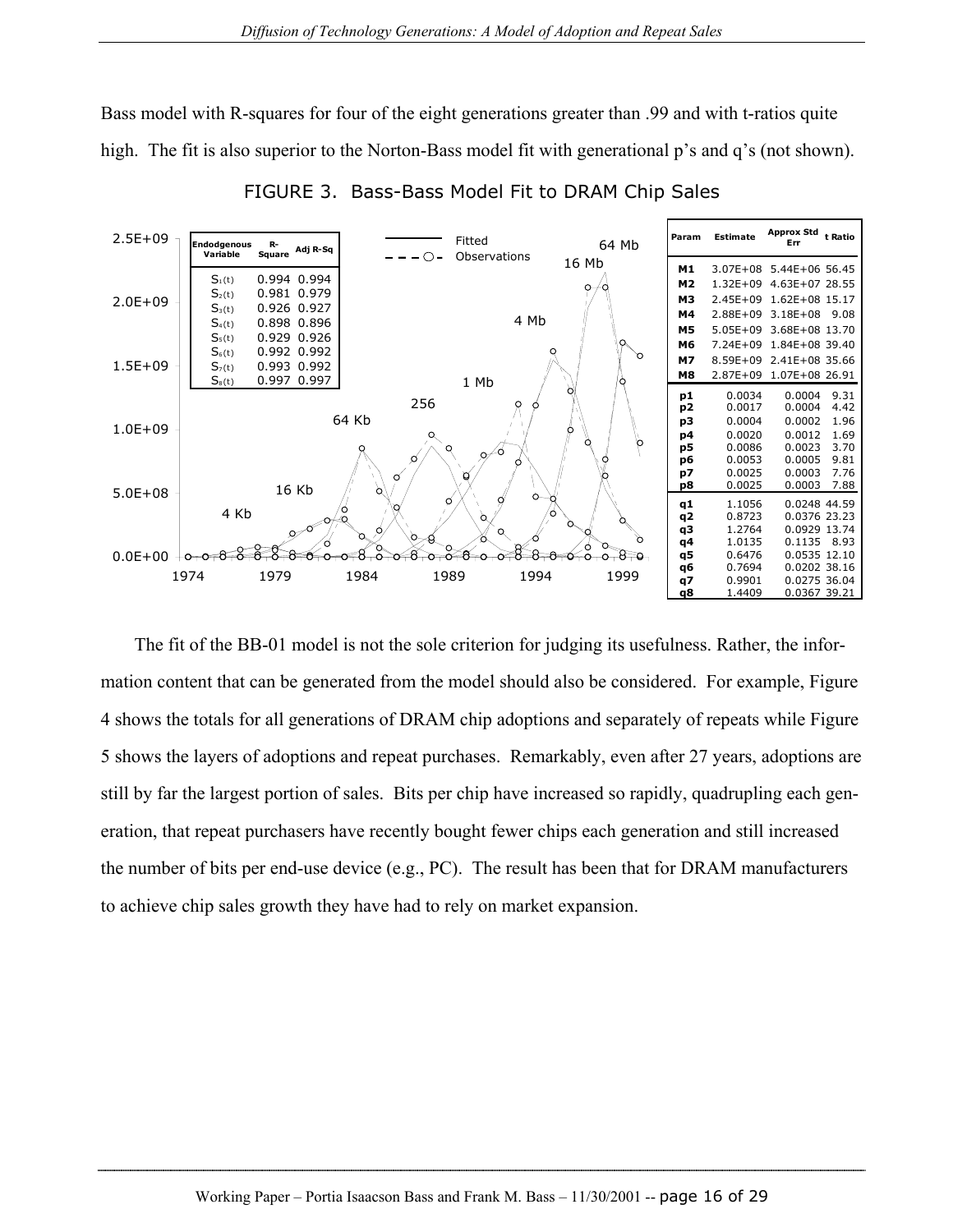Bass model with R-squares for four of the eight generations greater than .99 and with t-ratios quite high. The fit is also superior to the Norton-Bass model fit with generational p's and q's (not shown).

FIGURE 3. Bass-Bass Model Fit to DRAM Chip Sales

| Endodgenous Variable | R-Square | Adj R-Sq |
|---|---|---|
| $S_1(t)$ | 0.994 | 0.994 |
| $S_2(t)$ | 0.981 | 0.979 |
| $S_3(t)$ | 0.926 | 0.927 |
| $S_4(t)$ | 0.898 | 0.896 |
| $S_5(t)$ | 0.929 | 0.926 |
| $S_6(t)$ | 0.992 | 0.992 |
| $S_7(t)$ | 0.993 | 0.992 |
| $S_8(t)$ | 0.997 | 0.997 |

| Param | Estimate | Approx Std Err | t Ratio |
|---|---|---|---|
| M1 | 3.07E+08 | 5.44E+06 | 56.45 |
| M2 | 1.32E+09 | 4.63E+07 | 28.55 |
| M3 | 2.45E+09 | 1.62E+08 | 15.17 |
| M4 | 2.88E+09 | 3.18E+08 | 9.08 |
| M5 | 5.05E+09 | 3.68E+08 | 13.70 |
| M6 | 7.24E+09 | 1.84E+08 | 39.40 |
| M7 | 8.59E+09 | 2.41E+08 | 35.66 |
| M8 | 2.87E+09 | 1.07E+08 | 26.91 |
| p1 | 0.0034 | 0.0004 | 9.31 |
| p2 | 0.0017 | 0.0004 | 4.42 |
| p3 | 0.0004 | 0.0002 | 1.96 |
| p4 | 0.0020 | 0.0012 | 1.69 |
| p5 | 0.0086 | 0.0023 | 3.70 |
| p6 | 0.0053 | 0.0005 | 9.81 |
| p7 | 0.0025 | 0.0003 | 7.76 |
| p8 | 0.0025 | 0.0003 | 7.88 |
| q1 | 1.1056 | 0.0248 | 44.59 |
| q2 | 0.8723 | 0.0376 | 23.23 |
| q3 | 1.2764 | 0.0929 | 13.74 |
| q4 | 1.0135 | 0.1135 | 8.93 |
| q5 | 0.6476 | 0.0535 | 12.10 |
| q6 | 0.7694 | 0.0202 | 38.16 |
| q7 | 0.9901 | 0.0275 | 36.04 |
| q8 | 1.4409 | 0.0367 | 39.21 |

The fit of the BB-01 model is not the sole criterion for judging its usefulness. Rather, the information content that can be generated from the model should also be considered. For example, Figure 4 shows the totals for all generations of DRAM chip adoptions and separately of repeats while Figure 5 shows the layers of adoptions and repeat purchases. Remarkably, even after 27 years, adoptions are still by far the largest portion of sales. Bits per chip have increased so rapidly, quadrupling each generation, that repeat purchasers have recently bought fewer chips each generation and still increased the number of bits per end-use device (e.g., PC). The result has been that for DRAM manufacturers to achieve chip sales growth they have had to rely on market expansion.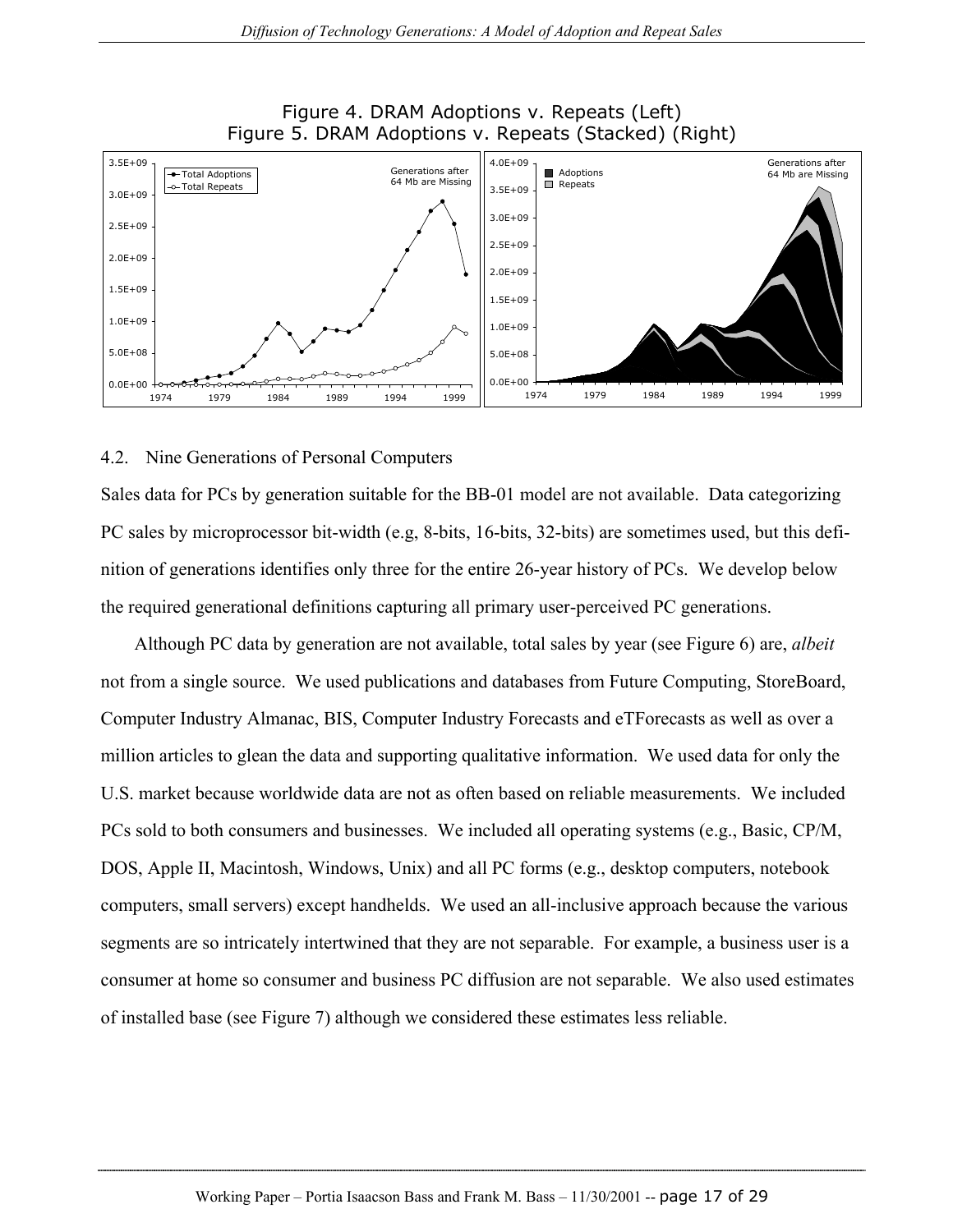Figure 4. DRAM Adoptions v. Repeats (Left)
Figure 5. DRAM Adoptions v. Repeats (Stacked) (Right)

### 4.2. Nine Generations of Personal Computers

Sales data for PCs by generation suitable for the BB-01 model are not available. Data categorizing PC sales by microprocessor bit-width (e.g, 8-bits, 16-bits, 32-bits) are sometimes used, but this definition of generations identifies only three for the entire 26-year history of PCs. We develop below the required generational definitions capturing all primary user-perceived PC generations.

Although PC data by generation are not available, total sales by year (see Figure 6) are, *albeit* not from a single source. We used publications and databases from Future Computing, StoreBoard, Computer Industry Almanac, BIS, Computer Industry Forecasts and eTForecasts as well as over a million articles to glean the data and supporting qualitative information. We used data for only the U.S. market because worldwide data are not as often based on reliable measurements. We included PCs sold to both consumers and businesses. We included all operating systems (e.g., Basic, CP/M, DOS, Apple II, Macintosh, Windows, Unix) and all PC forms (e.g., desktop computers, notebook computers, small servers) except handhelds. We used an all-inclusive approach because the various segments are so intricately intertwined that they are not separable. For example, a business user is a consumer at home so consumer and business PC diffusion are not separable. We also used estimates of installed base (see Figure 7) although we considered these estimates less reliable.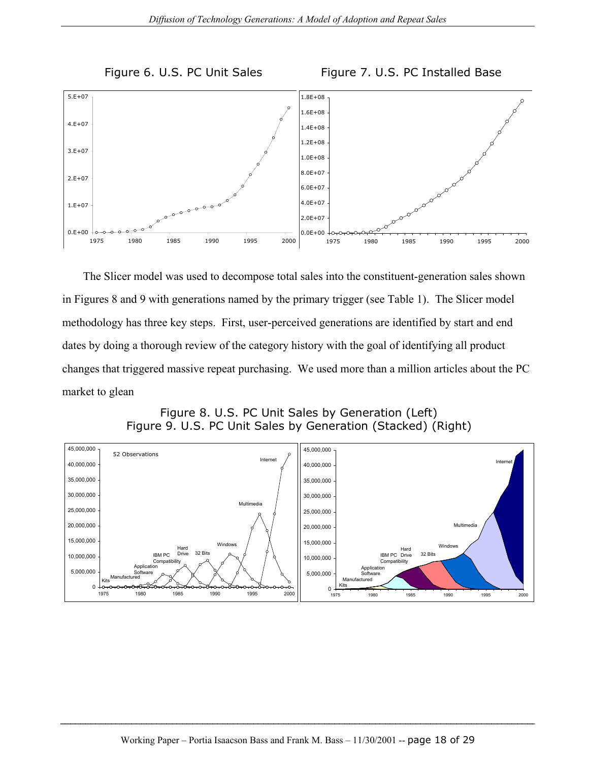Figure 6. U.S. PC Unit Sales

Figure 7. U.S. PC Installed Base

The Slicer model was used to decompose total sales into the constituent-generation sales shown in Figures 8 and 9 with generations named by the primary trigger (see Table 1). The Slicer model methodology has three key steps. First, user-perceived generations are identified by start and end dates by doing a thorough review of the category history with the goal of identifying all product changes that triggered massive repeat purchasing. We used more than a million articles about the PC market to glean

Figure 8. U.S. PC Unit Sales by Generation (Left)
Figure 9. U.S. PC Unit Sales by Generation (Stacked) (Right)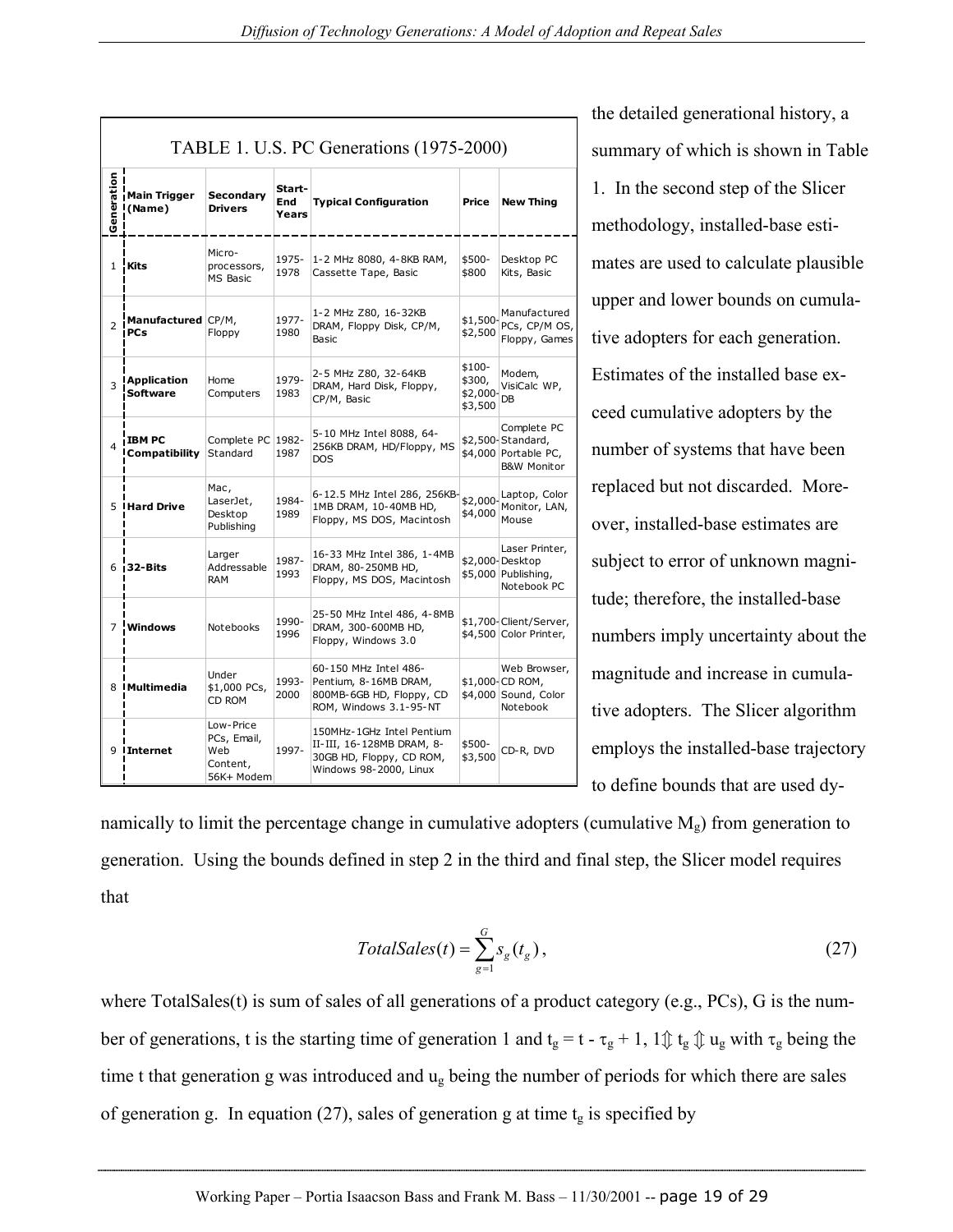TABLE 1. U.S. PC Generations (1975-2000)

| Generation | Main Trigger (Name) | Secondary Drivers | Start-End Years | Typical Configuration | Price | New Thing |
|---|---|---|---|---|---|---|
| 1 | **Kits** | Micro-processors, MS Basic | 1975-1978 | 1-2 MHz 8080, 4-8KB RAM, Cassette Tape, Basic | \$500-\$800 | Desktop PC Kits, Basic |
| 2 | **Manufactured PCs** | CP/M, Floppy | 1977-1980 | 1-2 MHz Z80, 16-32KB DRAM, Floppy Disk, CP/M, Basic | \$1,500-\$2,500 | Manufactured PCs, CP/M OS, Floppy, Games |
| 3 | **Application Software** | Home Computers | 1979-1983 | 2-5 MHz Z80, 32-64KB DRAM, Hard Disk, Floppy, CP/M, Basic | \$100-\$300, \$2,000-\$3,500 | Modem, VisiCalc WP, DB |
| 4 | **IBM PC Compatibility** | Complete PC Standard | 1982-1987 | 5-10 MHz Intel 8088, 64-256KB DRAM, HD/Floppy, MS DOS | \$2,500-\$4,000 | Complete PC Standard, Portable PC, B&W Monitor |
| 5 | **Hard Drive** | Mac, LaserJet, Desktop Publishing | 1984-1989 | 6-12.5 MHz Intel 286, 256KB-1MB DRAM, 10-40MB HD, Floppy, MS DOS, Macintosh | \$2,000-\$4,000 | Laptop, Color Monitor, LAN, Mouse |
| 6 | **32-Bits** | Larger Addressable RAM | 1987-1993 | 16-33 MHz Intel 386, 1-4MB DRAM, 80-250MB HD, Floppy, MS DOS, Macintosh | \$2,000-\$5,000 | Laser Printer, Desktop Publishing, Notebook PC |
| 7 | **Windows** | Notebooks | 1990-1996 | 25-50 MHz Intel 486, 4-8MB DRAM, 300-600MB HD, Floppy, Windows 3.0 | \$1,700-\$4,500 | Client/Server, Color Printer, |
| 8 | **Multimedia** | Under \$1,000 PCs, CD ROM | 1993-2000 | 60-150 MHz Intel 486-Pentium, 8-16MB DRAM, 800MB-6GB HD, Floppy, CD ROM, Windows 3.1-95-NT | \$1,000-\$4,000 | Web Browser, CD ROM, Sound, Color Notebook |
| 9 | **Internet** | Low-Price PCs, Email, Web Content, 56K+ Modem | 1997- | 150MHz-1GHz Intel Pentium II-III, 16-128MB DRAM, 8-30GB HD, Floppy, CD ROM, Windows 98-2000, Linux | \$500-\$3,500 | CD-R, DVD |

the detailed generational history, a summary of which is shown in Table 1. In the second step of the Slicer methodology, installed-base estimates are used to calculate plausible upper and lower bounds on cumulative adopters for each generation. Estimates of the installed base exceed cumulative adopters by the number of systems that have been replaced but not discarded. Moreover, installed-base estimates are subject to error of unknown magnitude; therefore, the installed-base numbers imply uncertainty about the magnitude and increase in cumulative adopters. The Slicer algorithm employs the installed-base trajectory to define bounds that are used dynamically to limit the percentage change in cumulative adopters (cumulative $M_g$) from generation to generation. Using the bounds defined in step 2 in the third and final step, the Slicer model requires that

$$TotalSales(t) = \sum_{g=1}^{G} s_g(t_g), \tag{27}$$

where TotalSales(t) is sum of sales of all generations of a product category (e.g., PCs), G is the number of generations, t is the starting time of generation 1 and $t_g = t - \tau_g + 1$, $1 \leq t_g \leq u_g$ with $\tau_g$ being the time t that generation g was introduced and $u_g$ being the number of periods for which there are sales of generation g. In equation (27), sales of generation g at time $t_g$ is specified by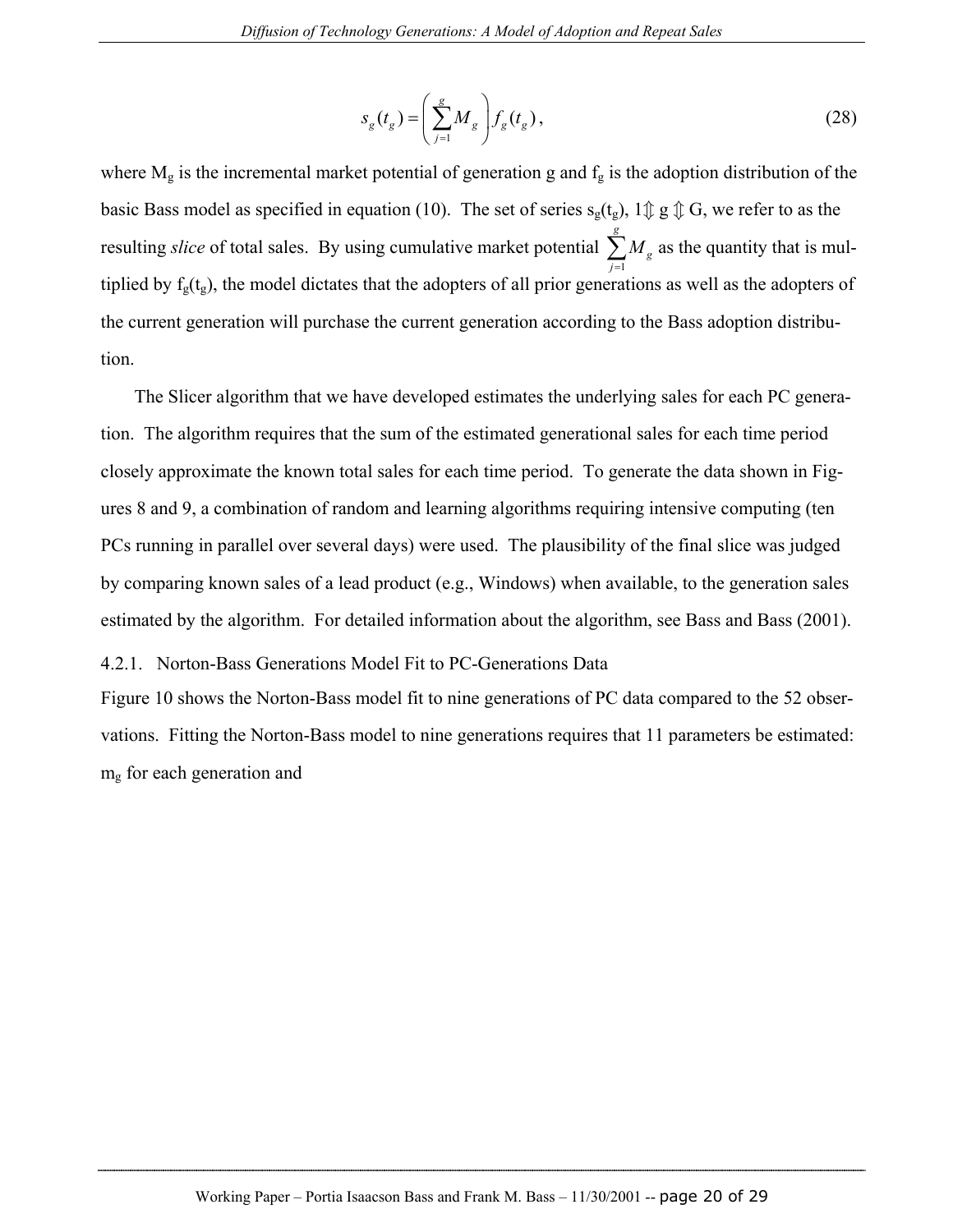$$s_g(t_g) = \left( \sum_{j=1}^{g} M_g \right) f_g(t_g), \tag{28}$$

where $M_g$ is the incremental market potential of generation g and $f_g$ is the adoption distribution of the basic Bass model as specified in equation (10). The set of series $s_g(t_g)$, $1 \leq g \leq G$, we refer to as the resulting *slice* of total sales. By using cumulative market potential $\sum_{j=1}^{g} M_g$ as the quantity that is multiplied by $f_g(t_g)$, the model dictates that the adopters of all prior generations as well as the adopters of the current generation will purchase the current generation according to the Bass adoption distribution.

The Slicer algorithm that we have developed estimates the underlying sales for each PC generation. The algorithm requires that the sum of the estimated generational sales for each time period closely approximate the known total sales for each time period. To generate the data shown in Figures 8 and 9, a combination of random and learning algorithms requiring intensive computing (ten PCs running in parallel over several days) were used. The plausibility of the final slice was judged by comparing known sales of a lead product (e.g., Windows) when available, to the generation sales estimated by the algorithm. For detailed information about the algorithm, see Bass and Bass (2001).

### 4.2.1. Norton-Bass Generations Model Fit to PC-Generations Data

Figure 10 shows the Norton-Bass model fit to nine generations of PC data compared to the 52 observations. Fitting the Norton-Bass model to nine generations requires that 11 parameters be estimated: $m_g$ for each generation and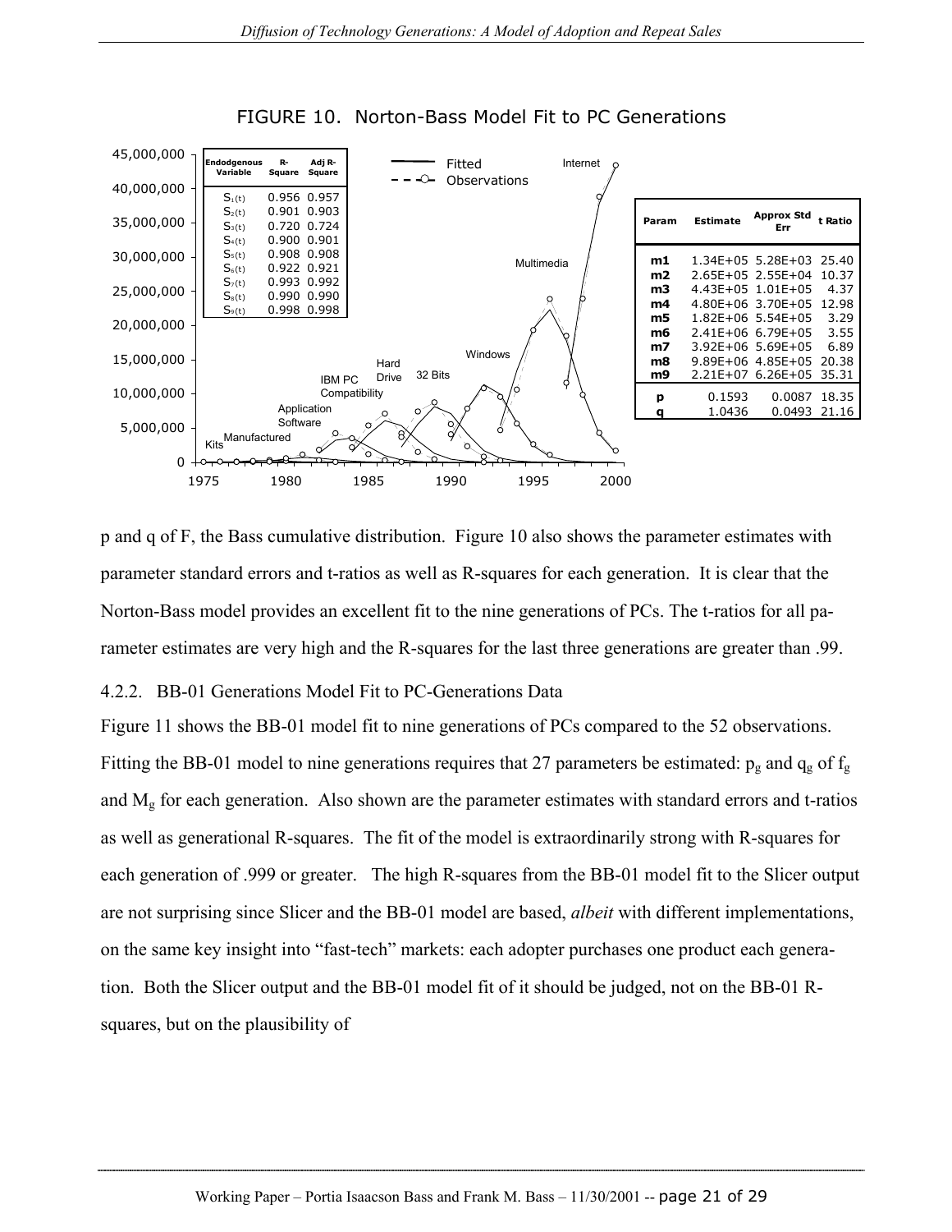FIGURE 10. Norton-Bass Model Fit to PC Generations

| Endogenous Variable | R-Square | Adj R-Square |
|---|---|---|
| $S_1(t)$ | 0.956 | 0.957 |
| $S_2(t)$ | 0.901 | 0.903 |
| $S_3(t)$ | 0.720 | 0.724 |
| $S_4(t)$ | 0.900 | 0.901 |
| $S_5(t)$ | 0.908 | 0.908 |
| $S_6(t)$ | 0.922 | 0.921 |
| $S_7(t)$ | 0.993 | 0.992 |
| $S_8(t)$ | 0.990 | 0.990 |
| $S_9(t)$ | 0.998 | 0.998 |

| Param | Estimate | Approx Std Err | t Ratio |
|---|---|---|---|
| m1 | 1.34E+05 | 5.28E+03 | 25.40 |
| m2 | 2.65E+05 | 2.55E+04 | 10.37 |
| m3 | 4.43E+05 | 1.01E+05 | 4.37 |
| m4 | 4.80E+06 | 3.70E+05 | 12.98 |
| m5 | 1.82E+06 | 5.54E+05 | 3.29 |
| m6 | 2.41E+06 | 6.79E+05 | 3.55 |
| m7 | 3.92E+06 | 5.69E+05 | 6.89 |
| m8 | 9.89E+06 | 4.85E+05 | 20.38 |
| m9 | 2.21E+07 | 6.26E+05 | 35.31 |
| p | 0.1593 | 0.0087 | 18.35 |
| q | 1.0436 | 0.0493 | 21.16 |

p and q of F, the Bass cumulative distribution. Figure 10 also shows the parameter estimates with parameter standard errors and t-ratios as well as R-squares for each generation. It is clear that the Norton-Bass model provides an excellent fit to the nine generations of PCs. The t-ratios for all parameter estimates are very high and the R-squares for the last three generations are greater than .99.

### 4.2.2. BB-01 Generations Model Fit to PC-Generations Data

Figure 11 shows the BB-01 model fit to nine generations of PCs compared to the 52 observations. Fitting the BB-01 model to nine generations requires that 27 parameters be estimated: $p_g$ and $q_g$ of $f_g$ and $M_g$ for each generation. Also shown are the parameter estimates with standard errors and t-ratios as well as generational R-squares. The fit of the model is extraordinarily strong with R-squares for each generation of .999 or greater. The high R-squares from the BB-01 model fit to the Slicer output are not surprising since Slicer and the BB-01 model are based, *albeit* with different implementations, on the same key insight into "fast-tech" markets: each adopter purchases one product each generation. Both the Slicer output and the BB-01 model fit of it should be judged, not on the BB-01 R-squares, but on the plausibility of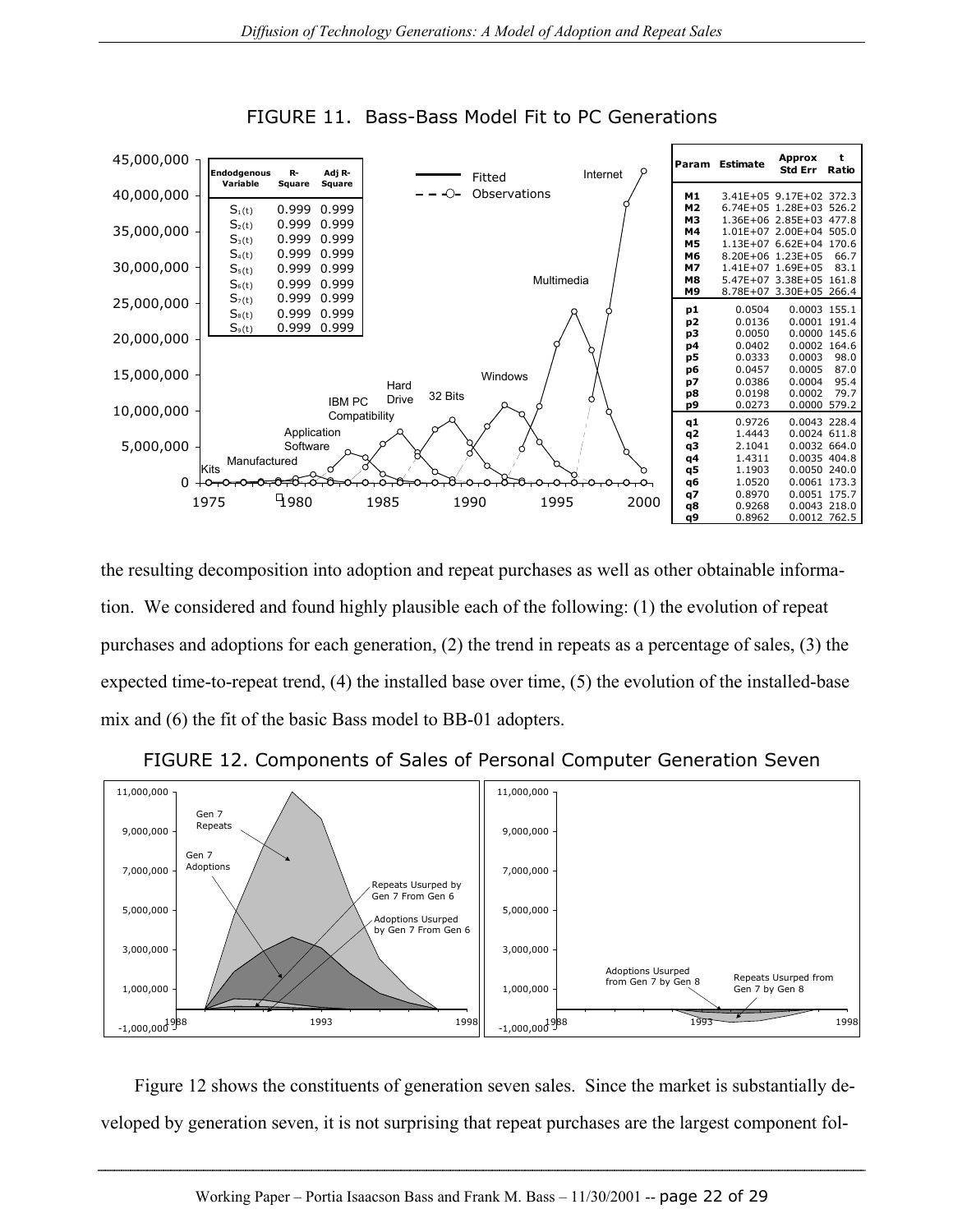FIGURE 11. Bass-Bass Model Fit to PC Generations

| Endodgenous Variable | R-Square | Adj R-Square |
|---|---|---|
| $S_1(t)$ | 0.999 | 0.999 |
| $S_2(t)$ | 0.999 | 0.999 |
| $S_3(t)$ | 0.999 | 0.999 |
| $S_4(t)$ | 0.999 | 0.999 |
| $S_5(t)$ | 0.999 | 0.999 |
| $S_6(t)$ | 0.999 | 0.999 |
| $S_7(t)$ | 0.999 | 0.999 |
| $S_8(t)$ | 0.999 | 0.999 |
| $S_9(t)$ | 0.999 | 0.999 |

| Param | Estimate | Approx Std Err | t Ratio |
|---|---|---|---|
| M1 | 3.41E+05 | 9.17E+02 | 372.3 |
| M2 | 6.74E+05 | 1.28E+03 | 526.2 |
| M3 | 1.36E+06 | 2.85E+03 | 477.8 |
| M4 | 1.01E+07 | 2.00E+04 | 505.0 |
| M5 | 1.13E+07 | 6.62E+04 | 170.6 |
| M6 | 8.20E+06 | 1.23E+05 | 66.7 |
| M7 | 1.41E+07 | 1.69E+05 | 83.1 |
| M8 | 5.47E+07 | 3.38E+05 | 161.8 |
| M9 | 8.78E+07 | 3.30E+05 | 266.4 |
| p1 | 0.0504 | 0.0003 | 155.1 |
| p2 | 0.0136 | 0.0001 | 191.4 |
| p3 | 0.0050 | 0.0000 | 145.6 |
| p4 | 0.0402 | 0.0002 | 164.6 |
| p5 | 0.0333 | 0.0003 | 98.0 |
| p6 | 0.0457 | 0.0005 | 87.0 |
| p7 | 0.0386 | 0.0004 | 95.4 |
| p8 | 0.0198 | 0.0002 | 79.7 |
| p9 | 0.0273 | 0.0000 | 579.2 |
| q1 | 0.9726 | 0.0043 | 228.4 |
| q2 | 1.4443 | 0.0024 | 611.8 |
| q3 | 2.1041 | 0.0032 | 664.0 |
| q4 | 1.4311 | 0.0035 | 404.8 |
| q5 | 1.1903 | 0.0050 | 240.0 |
| q6 | 1.0520 | 0.0061 | 173.3 |
| q7 | 0.8970 | 0.0051 | 175.7 |
| q8 | 0.9268 | 0.0043 | 218.0 |
| q9 | 0.8962 | 0.0012 | 762.5 |

the resulting decomposition into adoption and repeat purchases as well as other obtainable information. We considered and found highly plausible each of the following: (1) the evolution of repeat purchases and adoptions for each generation, (2) the trend in repeats as a percentage of sales, (3) the expected time-to-repeat trend, (4) the installed base over time, (5) the evolution of the installed-base mix and (6) the fit of the basic Bass model to BB-01 adopters.

FIGURE 12. Components of Sales of Personal Computer Generation Seven

Figure 12 shows the constituents of generation seven sales. Since the market is substantially developed by generation seven, it is not surprising that repeat purchases are the largest component fol-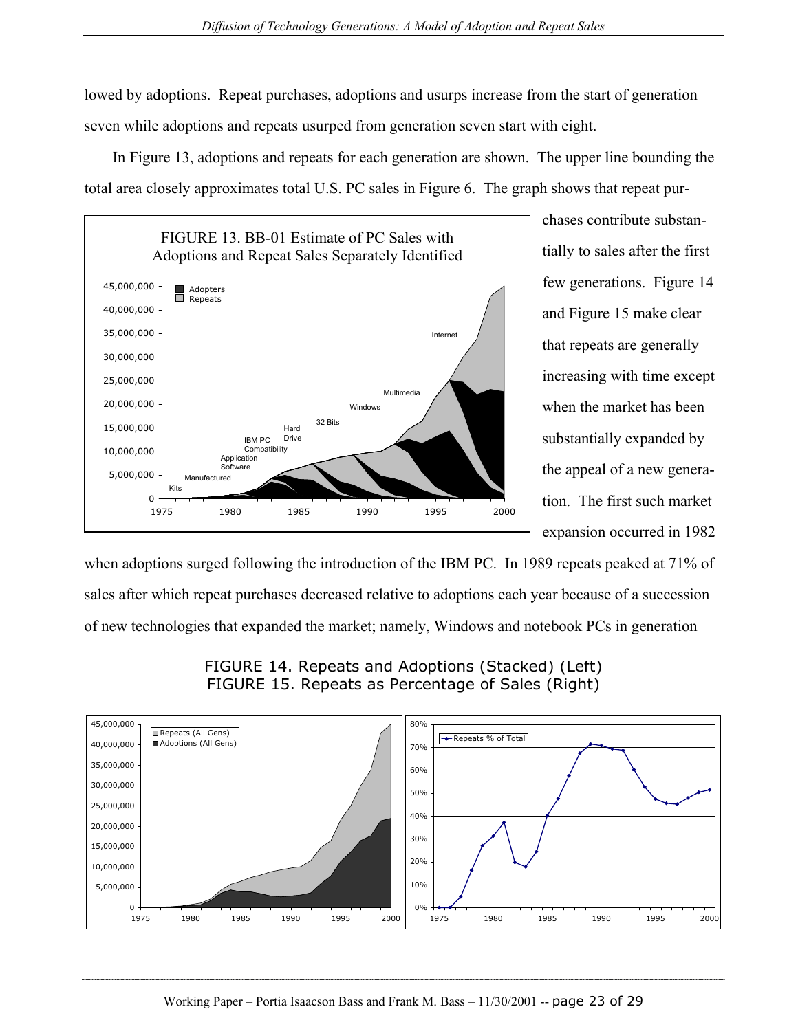lowed by adoptions. Repeat purchases, adoptions and usurps increase from the start of generation seven while adoptions and repeats usurped from generation seven start with eight.

In Figure 13, adoptions and repeats for each generation are shown. The upper line bounding the total area closely approximates total U.S. PC sales in Figure 6. The graph shows that repeat purchases contribute substantially to sales after the first few generations. Figure 14 and Figure 15 make clear that repeats are generally increasing with time except when the market has been substantially expanded by the appeal of a new generation. The first such market expansion occurred in 1982 when adoptions surged following the introduction of the IBM PC. In 1989 repeats peaked at 71% of sales after which repeat purchases decreased relative to adoptions each year because of a succession of new technologies that expanded the market; namely, Windows and notebook PCs in generation

FIGURE 13. BB-01 Estimate of PC Sales with Adoptions and Repeat Sales Separately Identified

FIGURE 14. Repeats and Adoptions (Stacked) (Left)
FIGURE 15. Repeats as Percentage of Sales (Right)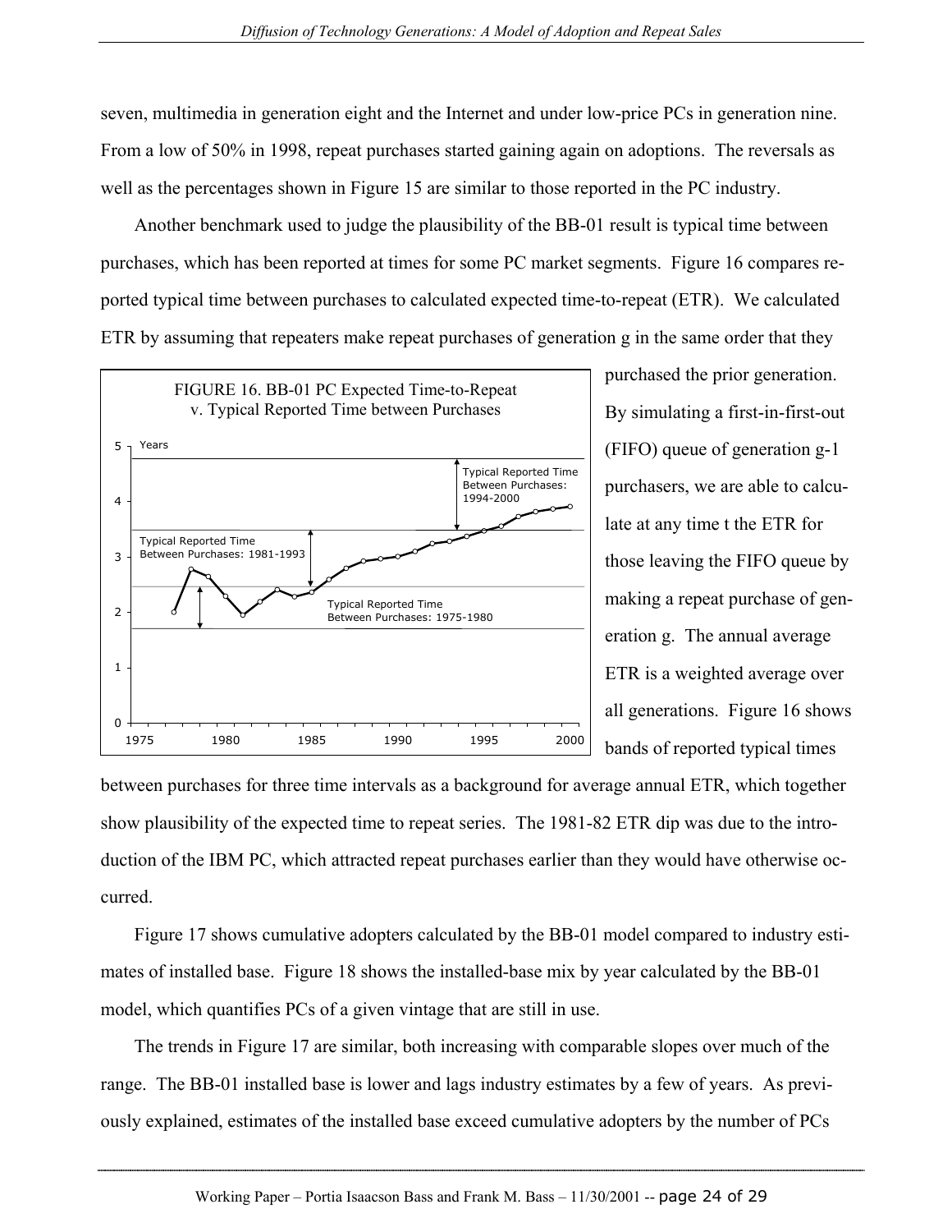seven, multimedia in generation eight and the Internet and under low-price PCs in generation nine. From a low of 50% in 1998, repeat purchases started gaining again on adoptions. The reversals as well as the percentages shown in Figure 15 are similar to those reported in the PC industry.

Another benchmark used to judge the plausibility of the BB-01 result is typical time between purchases, which has been reported at times for some PC market segments. Figure 16 compares reported typical time between purchases to calculated expected time-to-repeat (ETR). We calculated ETR by assuming that repeaters make repeat purchases of generation g in the same order that they purchased the prior generation. By simulating a first-in-first-out (FIFO) queue of generation g-1 purchasers, we are able to calculate at any time t the ETR for those leaving the FIFO queue by making a repeat purchase of generation g. The annual average ETR is a weighted average over all generations. Figure 16 shows bands of reported typical times between purchases for three time intervals as a background for average annual ETR, which together show plausibility of the expected time to repeat series. The 1981-82 ETR dip was due to the introduction of the IBM PC, which attracted repeat purchases earlier than they would have otherwise occurred.

FIGURE 16. BB-01 PC Expected Time-to-Repeat v. Typical Reported Time between Purchases

Figure 17 shows cumulative adopters calculated by the BB-01 model compared to industry estimates of installed base. Figure 18 shows the installed-base mix by year calculated by the BB-01 model, which quantifies PCs of a given vintage that are still in use.

The trends in Figure 17 are similar, both increasing with comparable slopes over much of the range. The BB-01 installed base is lower and lags industry estimates by a few of years. As previously explained, estimates of the installed base exceed cumulative adopters by the number of PCs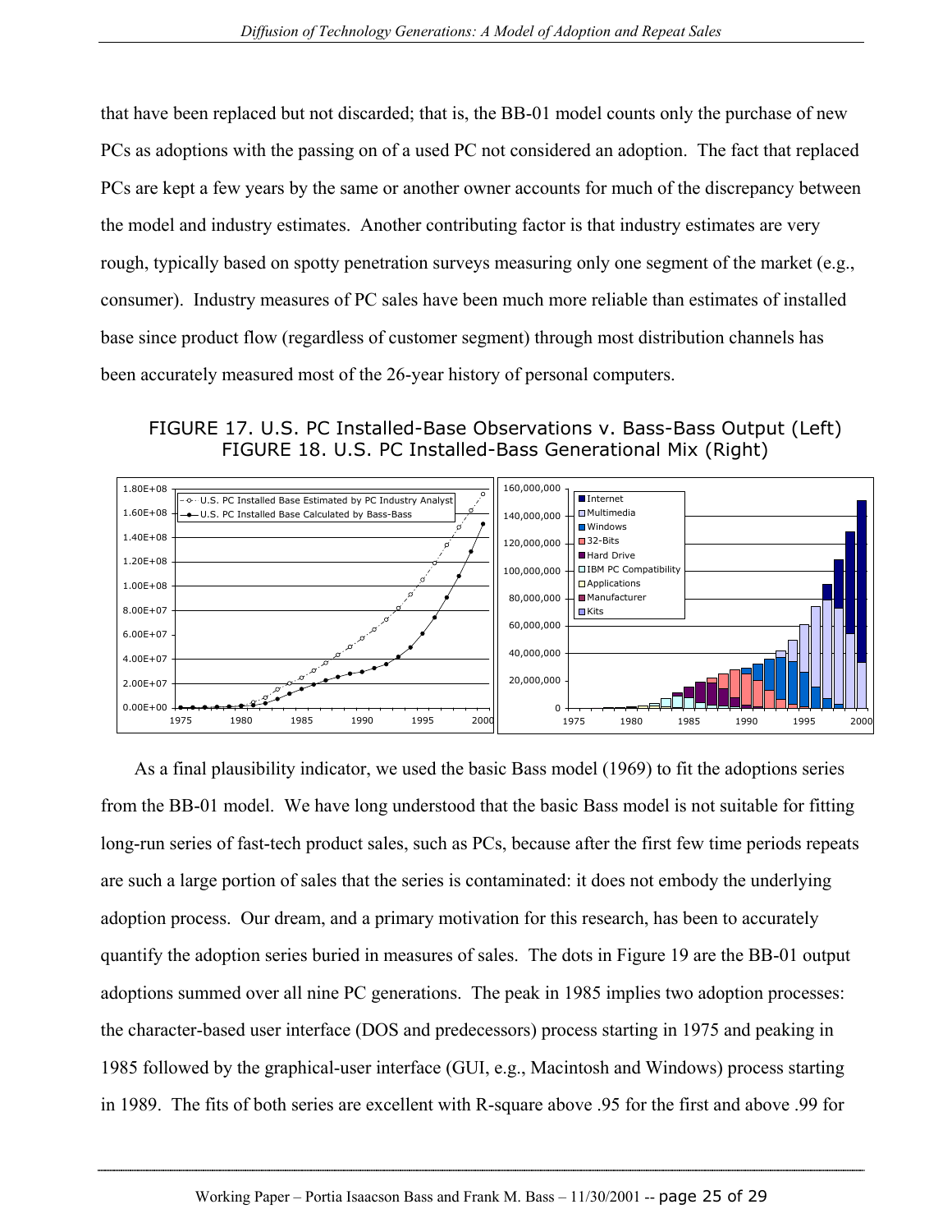that have been replaced but not discarded; that is, the BB-01 model counts only the purchase of new PCs as adoptions with the passing on of a used PC not considered an adoption. The fact that replaced PCs are kept a few years by the same or another owner accounts for much of the discrepancy between the model and industry estimates. Another contributing factor is that industry estimates are very rough, typically based on spotty penetration surveys measuring only one segment of the market (e.g., consumer). Industry measures of PC sales have been much more reliable than estimates of installed base since product flow (regardless of customer segment) through most distribution channels has been accurately measured most of the 26-year history of personal computers.

FIGURE 17. U.S. PC Installed-Base Observations v. Bass-Bass Output (Left)
FIGURE 18. U.S. PC Installed-Bass Generational Mix (Right)

As a final plausibility indicator, we used the basic Bass model (1969) to fit the adoptions series from the BB-01 model. We have long understood that the basic Bass model is not suitable for fitting long-run series of fast-tech product sales, such as PCs, because after the first few time periods repeats are such a large portion of sales that the series is contaminated: it does not embody the underlying adoption process. Our dream, and a primary motivation for this research, has been to accurately quantify the adoption series buried in measures of sales. The dots in Figure 19 are the BB-01 output adoptions summed over all nine PC generations. The peak in 1985 implies two adoption processes: the character-based user interface (DOS and predecessors) process starting in 1975 and peaking in 1985 followed by the graphical-user interface (GUI, e.g., Macintosh and Windows) process starting in 1989. The fits of both series are excellent with R-square above .95 for the first and above .99 for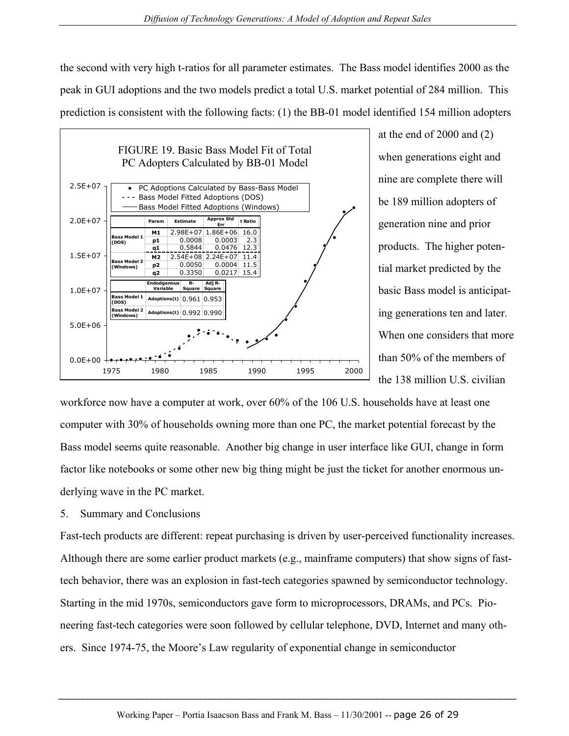the second with very high t-ratios for all parameter estimates. The Bass model identifies 2000 as the peak in GUI adoptions and the two models predict a total U.S. market potential of 284 million. This prediction is consistent with the following facts: (1) the BB-01 model identified 154 million adopters at the end of 2000 and (2) when generations eight and nine are complete there will be 189 million adopters of generation nine and prior products. The higher potential market predicted by the basic Bass model is anticipating generations ten and later. When one considers that more than 50% of the members of the 138 million U.S. civilian workforce now have a computer at work, over 60% of the 106 U.S. households have at least one computer with 30% of households owning more than one PC, the market potential forecast by the Bass model seems quite reasonable. Another big change in user interface like GUI, change in form factor like notebooks or some other new big thing might be just the ticket for another enormous underlying wave in the PC market.

FIGURE 19. Basic Bass Model Fit of Total PC Adopters Calculated by BB-01 Model

|  | Param | Estimate | Approx Std Err | t Ratio |
|---|---|---|---|---|
| Bass Model 1 (DOS) | M1 | 2.98E+07 | 1.86E+06 | 16.0 |
|  | p1 | 0.0008 | 0.0003 | 2.3 |
|  | q1 | 0.5844 | 0.0476 | 12.3 |
| Bass Model 2 (Windows) | M2 | 2.54E+08 | 2.24E+07 | 11.4 |
|  | p2 | 0.0050 | 0.0004 | 11.5 |
|  | q2 | 0.3350 | 0.0217 | 15.4 |

|  | Endodgenous Variable | R-Square | Adj R-Square |
|---|---|---|---|
| Bass Model 1 (DOS) | Adoptions(t) | 0.961 | 0.953 |
| Bass Model 2 (Windows) | Adoptions(t) | 0.992 | 0.990 |

## 5. Summary and Conclusions

Fast-tech products are different: repeat purchasing is driven by user-perceived functionality increases. Although there are some earlier product markets (e.g., mainframe computers) that show signs of fast-tech behavior, there was an explosion in fast-tech categories spawned by semiconductor technology. Starting in the mid 1970s, semiconductors gave form to microprocessors, DRAMs, and PCs. Pioneering fast-tech categories were soon followed by cellular telephone, DVD, Internet and many others. Since 1974-75, the Moore's Law regularity of exponential change in semiconductor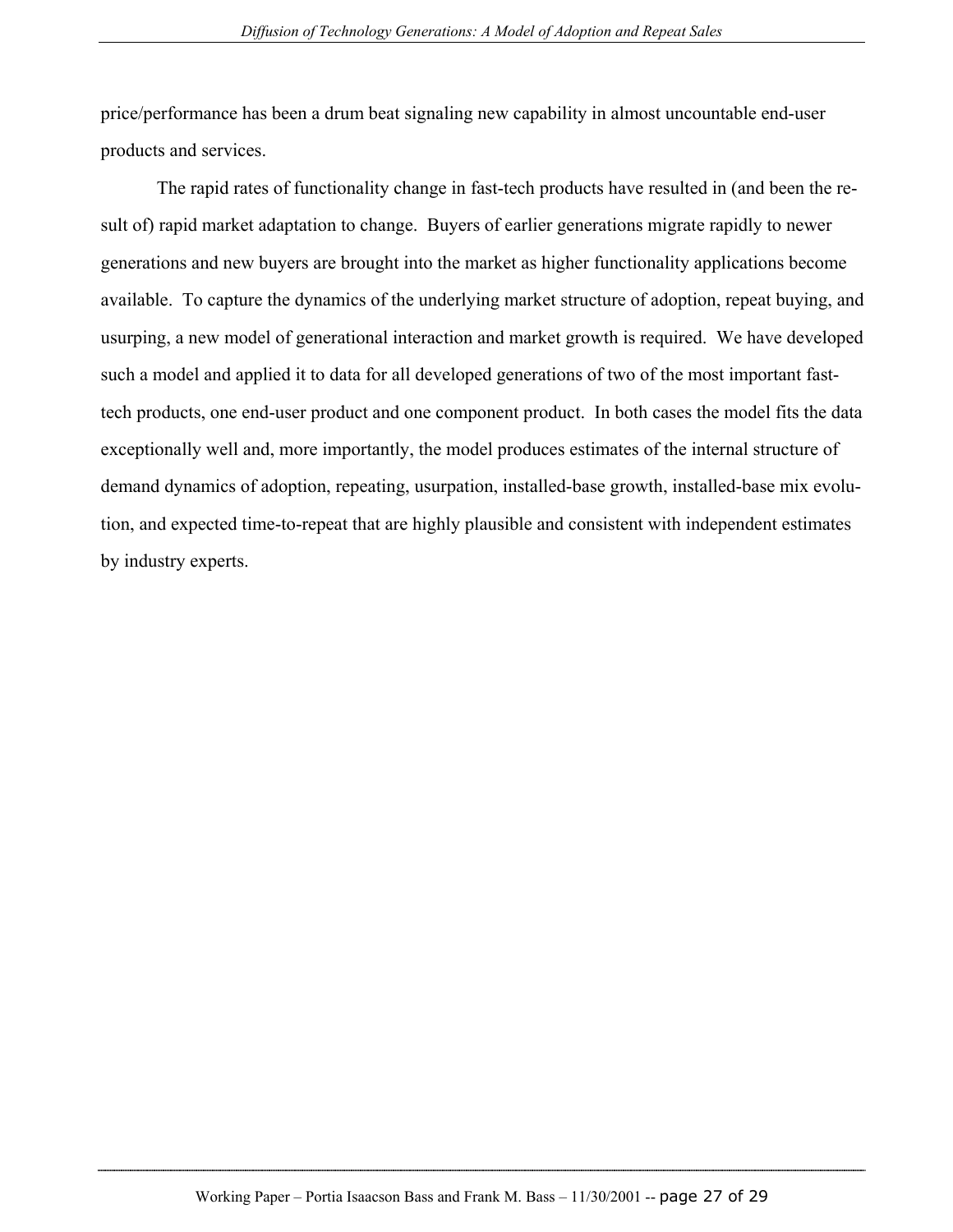price/performance has been a drum beat signaling new capability in almost uncountable end-user products and services.

The rapid rates of functionality change in fast-tech products have resulted in (and been the result of) rapid market adaptation to change. Buyers of earlier generations migrate rapidly to newer generations and new buyers are brought into the market as higher functionality applications become available. To capture the dynamics of the underlying market structure of adoption, repeat buying, and usurping, a new model of generational interaction and market growth is required. We have developed such a model and applied it to data for all developed generations of two of the most important fast-tech products, one end-user product and one component product. In both cases the model fits the data exceptionally well and, more importantly, the model produces estimates of the internal structure of demand dynamics of adoption, repeating, usurpation, installed-base growth, installed-base mix evolution, and expected time-to-repeat that are highly plausible and consistent with independent estimates by industry experts.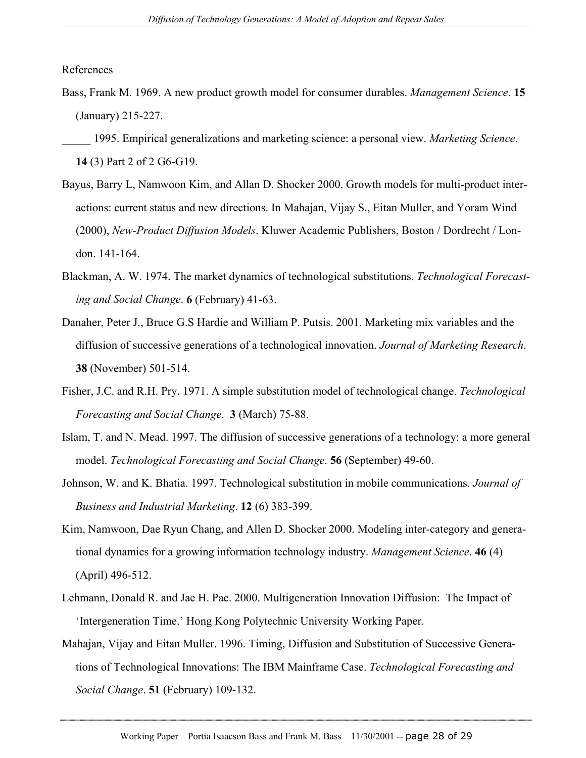References

Bass, Frank M. 1969. A new product growth model for consumer durables. *Management Science*. **15** (January) 215-227.

_____ 1995. Empirical generalizations and marketing science: a personal view. *Marketing Science*. **14** (3) Part 2 of 2 G6-G19.

Bayus, Barry L, Namwoon Kim, and Allan D. Shocker 2000. Growth models for multi-product interactions: current status and new directions. In Mahajan, Vijay S., Eitan Muller, and Yoram Wind (2000), *New-Product Diffusion Models*. Kluwer Academic Publishers, Boston / Dordrecht / London. 141-164.

Blackman, A. W. 1974. The market dynamics of technological substitutions. *Technological Forecasting and Social Change*. **6** (February) 41-63.

Danaher, Peter J., Bruce G.S Hardie and William P. Putsis. 2001. Marketing mix variables and the diffusion of successive generations of a technological innovation. *Journal of Marketing Research*. **38** (November) 501-514.

Fisher, J.C. and R.H. Pry. 1971. A simple substitution model of technological change. *Technological Forecasting and Social Change*. **3** (March) 75-88.

Islam, T. and N. Mead. 1997. The diffusion of successive generations of a technology: a more general model. *Technological Forecasting and Social Change*. **56** (September) 49-60.

Johnson, W. and K. Bhatia. 1997. Technological substitution in mobile communications. *Journal of Business and Industrial Marketing*. **12** (6) 383-399.

Kim, Namwoon, Dae Ryun Chang, and Allen D. Shocker 2000. Modeling inter-category and generational dynamics for a growing information technology industry. *Management Science*. **46** (4) (April) 496-512.

Lehmann, Donald R. and Jae H. Pae. 2000. Multigeneration Innovation Diffusion: The Impact of 'Intergeneration Time.' Hong Kong Polytechnic University Working Paper.

Mahajan, Vijay and Eitan Muller. 1996. Timing, Diffusion and Substitution of Successive Generations of Technological Innovations: The IBM Mainframe Case. *Technological Forecasting and Social Change*. **51** (February) 109-132.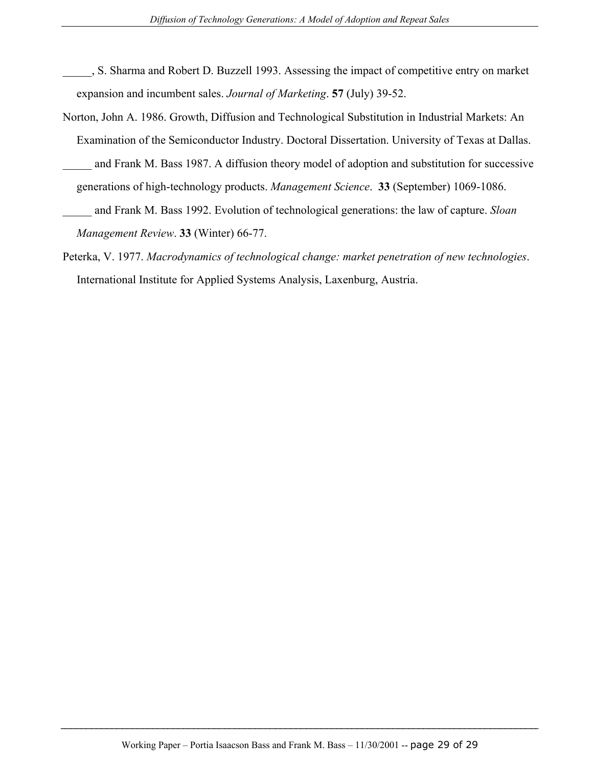_____, S. Sharma and Robert D. Buzzell 1993. Assessing the impact of competitive entry on market expansion and incumbent sales. *Journal of Marketing*. **57** (July) 39-52.

Norton, John A. 1986. Growth, Diffusion and Technological Substitution in Industrial Markets: An Examination of the Semiconductor Industry. Doctoral Dissertation. University of Texas at Dallas.

_____ and Frank M. Bass 1987. A diffusion theory model of adoption and substitution for successive generations of high-technology products. *Management Science*. **33** (September) 1069-1086.

_____ and Frank M. Bass 1992. Evolution of technological generations: the law of capture. *Sloan Management Review*. **33** (Winter) 66-77.

Peterka, V. 1977. *Macrodynamics of technological change: market penetration of new technologies*. International Institute for Applied Systems Analysis, Laxenburg, Austria.